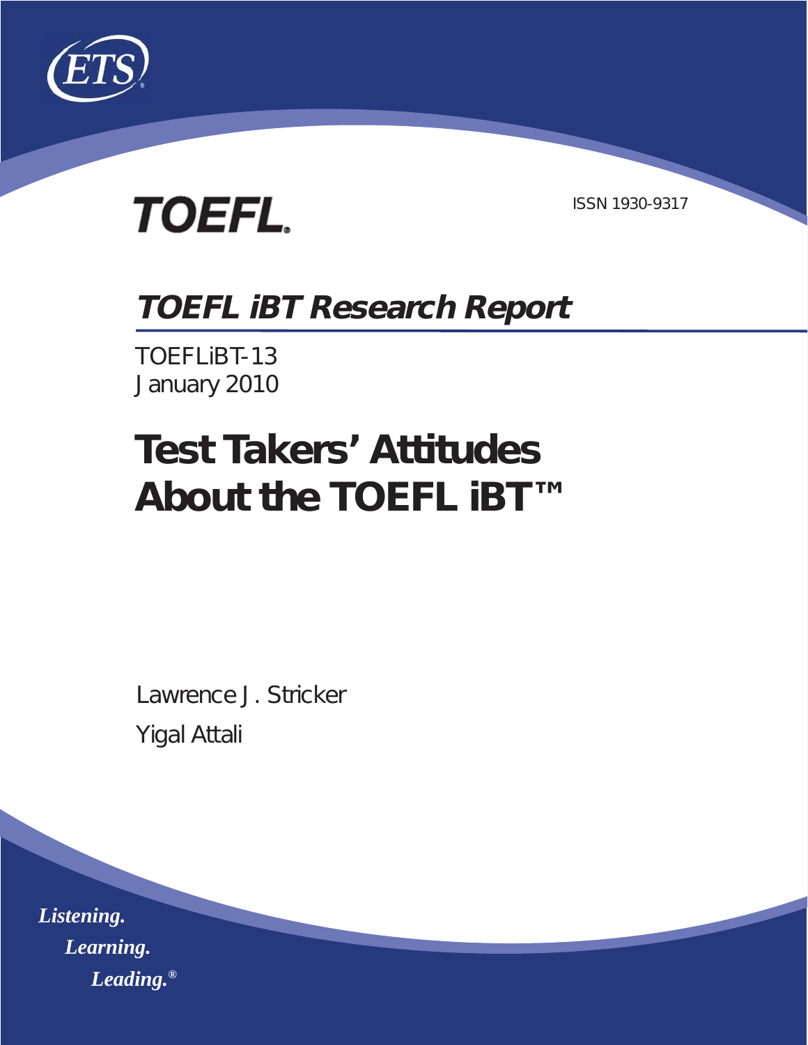ETS

TOEFL

ISSN 1930-9317

## TOEFL iBT Research Report

TOEFLiBT-13
January 2010

# Test Takers' Attitudes About the TOEFL iBT™

Lawrence J. Stricker

Yigal Attali

*Listening.*
*Learning.*
*Leading.*®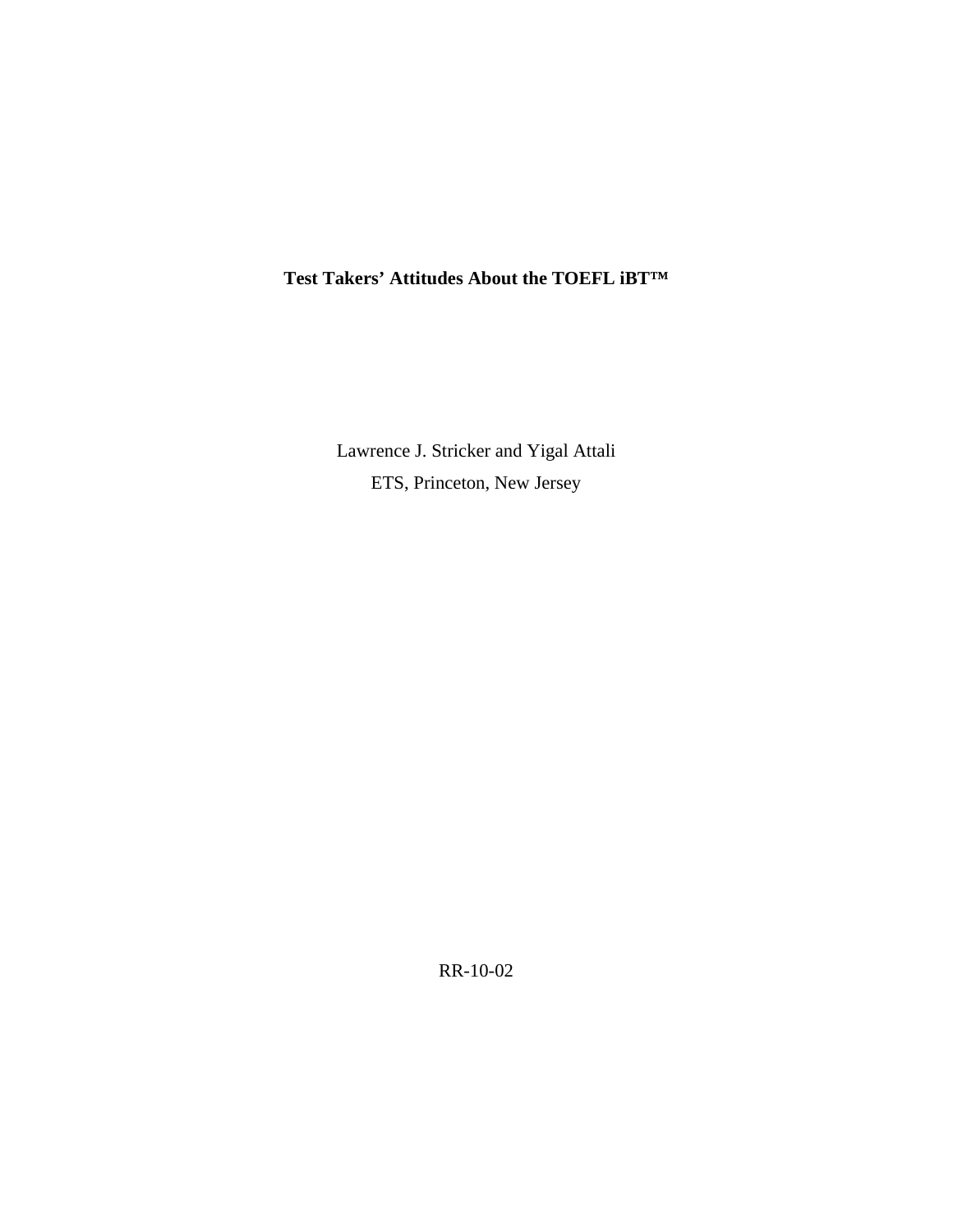**Test Takers' Attitudes About the TOEFL iBT™**

Lawrence J. Stricker and Yigal Attali
ETS, Princeton, New Jersey

RR-10-02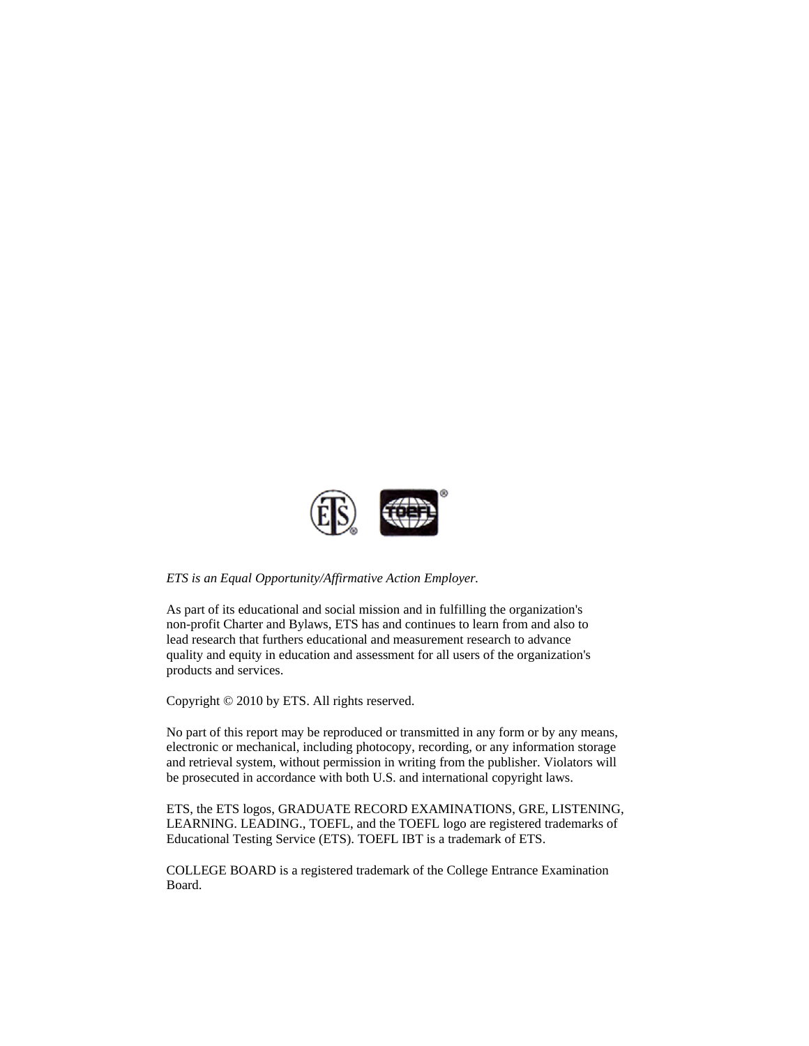*ETS is an Equal Opportunity/Affirmative Action Employer.*

As part of its educational and social mission and in fulfilling the organization's non-profit Charter and Bylaws, ETS has and continues to learn from and also to lead research that furthers educational and measurement research to advance quality and equity in education and assessment for all users of the organization's products and services.

Copyright © 2010 by ETS. All rights reserved.

No part of this report may be reproduced or transmitted in any form or by any means, electronic or mechanical, including photocopy, recording, or any information storage and retrieval system, without permission in writing from the publisher. Violators will be prosecuted in accordance with both U.S. and international copyright laws.

ETS, the ETS logos, GRADUATE RECORD EXAMINATIONS, GRE, LISTENING, LEARNING. LEADING., TOEFL, and the TOEFL logo are registered trademarks of Educational Testing Service (ETS). TOEFL IBT is a trademark of ETS.

COLLEGE BOARD is a registered trademark of the College Entrance Examination Board.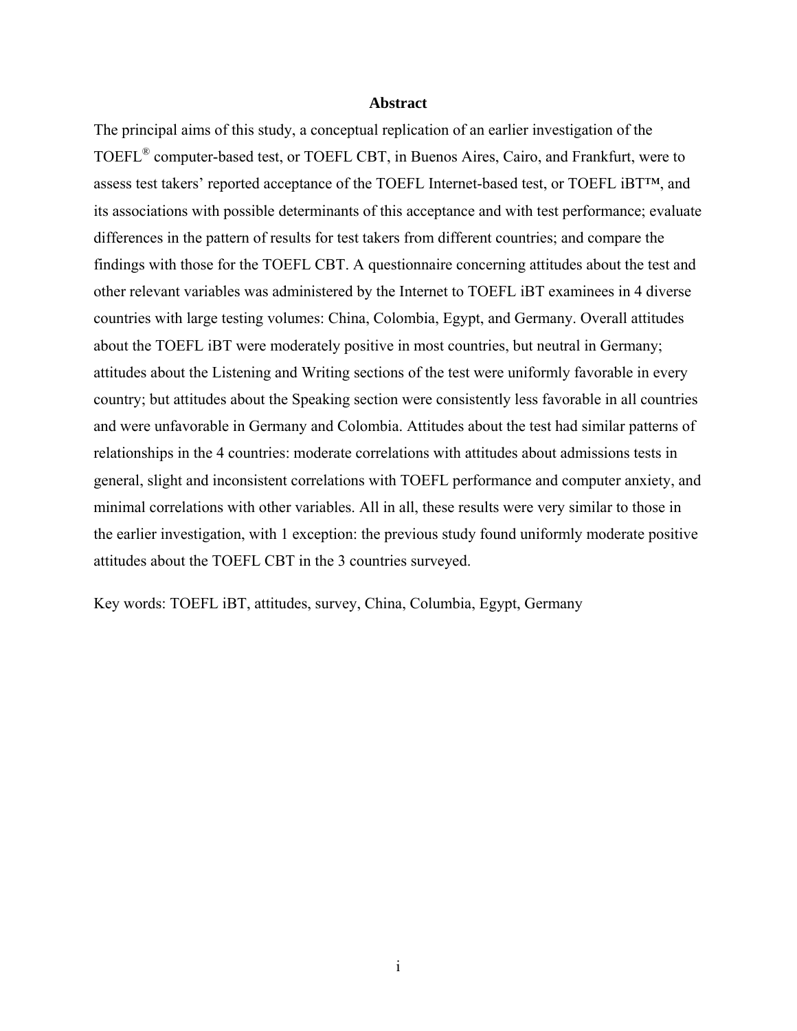## Abstract

The principal aims of this study, a conceptual replication of an earlier investigation of the TOEFL® computer-based test, or TOEFL CBT, in Buenos Aires, Cairo, and Frankfurt, were to assess test takers' reported acceptance of the TOEFL Internet-based test, or TOEFL iBT™, and its associations with possible determinants of this acceptance and with test performance; evaluate differences in the pattern of results for test takers from different countries; and compare the findings with those for the TOEFL CBT. A questionnaire concerning attitudes about the test and other relevant variables was administered by the Internet to TOEFL iBT examinees in 4 diverse countries with large testing volumes: China, Colombia, Egypt, and Germany. Overall attitudes about the TOEFL iBT were moderately positive in most countries, but neutral in Germany; attitudes about the Listening and Writing sections of the test were uniformly favorable in every country; but attitudes about the Speaking section were consistently less favorable in all countries and were unfavorable in Germany and Colombia. Attitudes about the test had similar patterns of relationships in the 4 countries: moderate correlations with attitudes about admissions tests in general, slight and inconsistent correlations with TOEFL performance and computer anxiety, and minimal correlations with other variables. All in all, these results were very similar to those in the earlier investigation, with 1 exception: the previous study found uniformly moderate positive attitudes about the TOEFL CBT in the 3 countries surveyed.

Key words: TOEFL iBT, attitudes, survey, China, Columbia, Egypt, Germany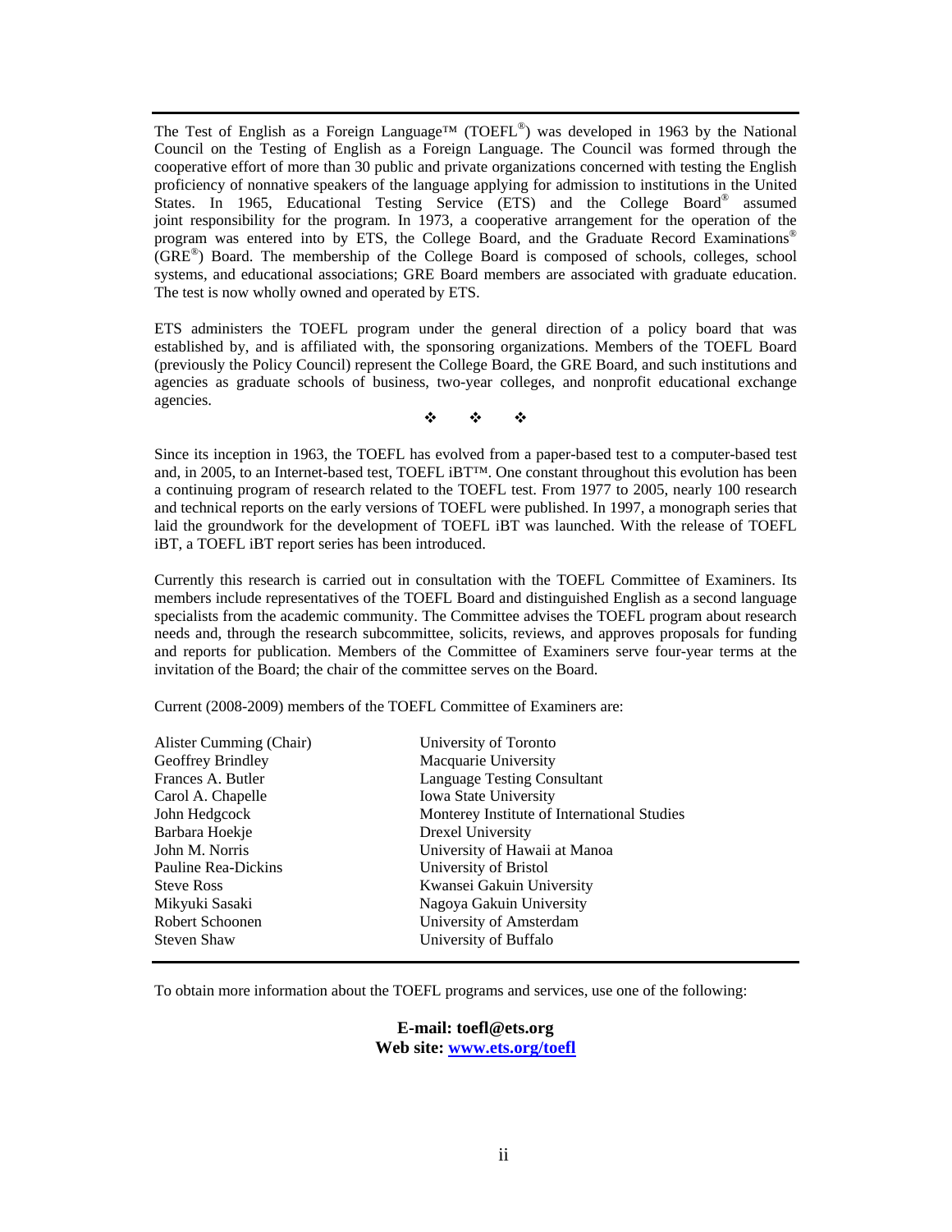The Test of English as a Foreign Language™ (TOEFL®) was developed in 1963 by the National Council on the Testing of English as a Foreign Language. The Council was formed through the cooperative effort of more than 30 public and private organizations concerned with testing the English proficiency of nonnative speakers of the language applying for admission to institutions in the United States. In 1965, Educational Testing Service (ETS) and the College Board® assumed joint responsibility for the program. In 1973, a cooperative arrangement for the operation of the program was entered into by ETS, the College Board, and the Graduate Record Examinations® (GRE®) Board. The membership of the College Board is composed of schools, colleges, school systems, and educational associations; GRE Board members are associated with graduate education. The test is now wholly owned and operated by ETS.

ETS administers the TOEFL program under the general direction of a policy board that was established by, and is affiliated with, the sponsoring organizations. Members of the TOEFL Board (previously the Policy Council) represent the College Board, the GRE Board, and such institutions and agencies as graduate schools of business, two-year colleges, and nonprofit educational exchange agencies.

❖ ❖ ❖

Since its inception in 1963, the TOEFL has evolved from a paper-based test to a computer-based test and, in 2005, to an Internet-based test, TOEFL iBT™. One constant throughout this evolution has been a continuing program of research related to the TOEFL test. From 1977 to 2005, nearly 100 research and technical reports on the early versions of TOEFL were published. In 1997, a monograph series that laid the groundwork for the development of TOEFL iBT was launched. With the release of TOEFL iBT, a TOEFL iBT report series has been introduced.

Currently this research is carried out in consultation with the TOEFL Committee of Examiners. Its members include representatives of the TOEFL Board and distinguished English as a second language specialists from the academic community. The Committee advises the TOEFL program about research needs and, through the research subcommittee, solicits, reviews, and approves proposals for funding and reports for publication. Members of the Committee of Examiners serve four-year terms at the invitation of the Board; the chair of the committee serves on the Board.

Current (2008-2009) members of the TOEFL Committee of Examiners are:

| | |
|---|---|
| Alister Cumming (Chair) | University of Toronto |
| Geoffrey Brindley | Macquarie University |
| Frances A. Butler | Language Testing Consultant |
| Carol A. Chapelle | Iowa State University |
| John Hedgcock | Monterey Institute of International Studies |
| Barbara Hoekje | Drexel University |
| John M. Norris | University of Hawaii at Manoa |
| Pauline Rea-Dickins | University of Bristol |
| Steve Ross | Kwansei Gakuin University |
| Mikyuki Sasaki | Nagoya Gakuin University |
| Robert Schoonen | University of Amsterdam |
| Steven Shaw | University of Buffalo |

To obtain more information about the TOEFL programs and services, use one of the following:

**E-mail: toefl@ets.org**
**Web site: www.ets.org/toefl**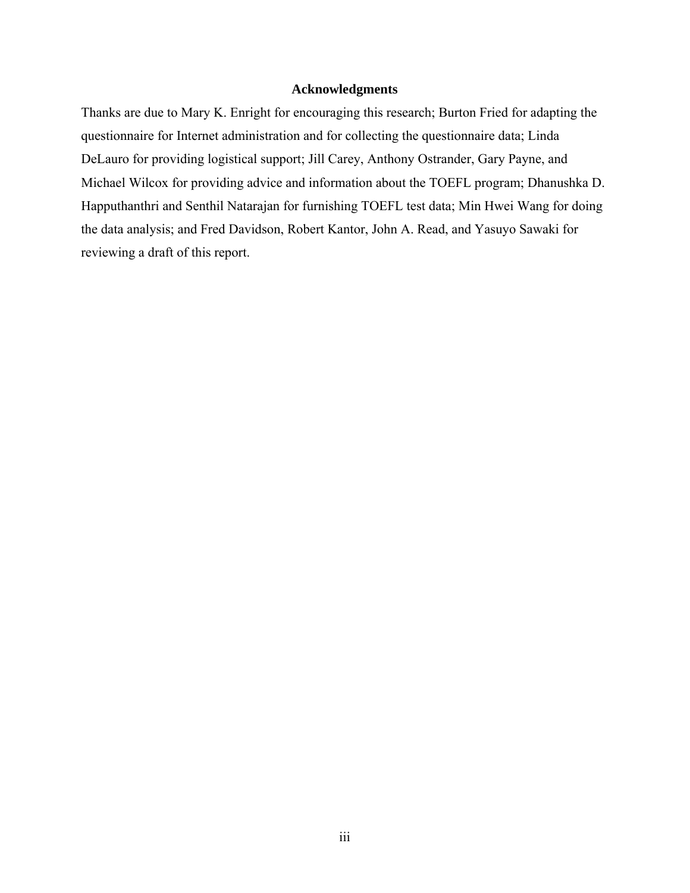## Acknowledgments

Thanks are due to Mary K. Enright for encouraging this research; Burton Fried for adapting the questionnaire for Internet administration and for collecting the questionnaire data; Linda DeLauro for providing logistical support; Jill Carey, Anthony Ostrander, Gary Payne, and Michael Wilcox for providing advice and information about the TOEFL program; Dhanushka D. Happuthanthri and Senthil Natarajan for furnishing TOEFL test data; Min Hwei Wang for doing the data analysis; and Fred Davidson, Robert Kantor, John A. Read, and Yasuyo Sawaki for reviewing a draft of this report.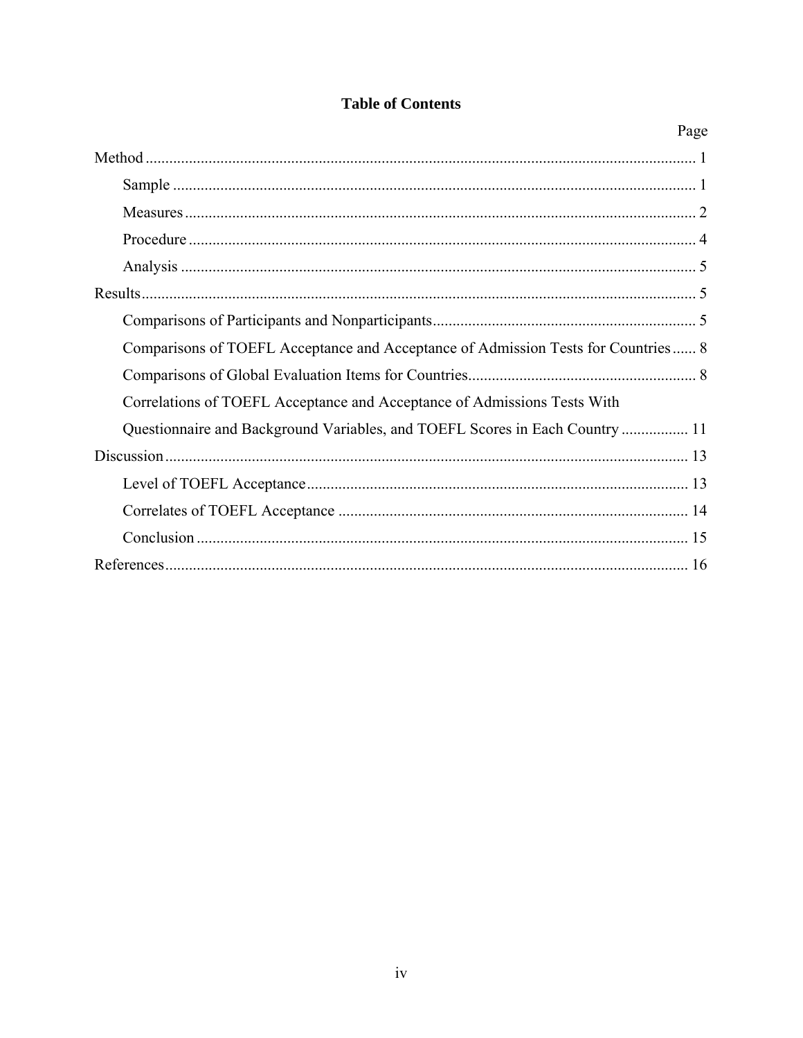## Table of Contents

| | Page |
|---|---|
| Method | 1 |
| Sample | 1 |
| Measures | 2 |
| Procedure | 4 |
| Analysis | 5 |
| Results | 5 |
| Comparisons of Participants and Nonparticipants | 5 |
| Comparisons of TOEFL Acceptance and Acceptance of Admission Tests for Countries | 8 |
| Comparisons of Global Evaluation Items for Countries | 8 |
| Correlations of TOEFL Acceptance and Acceptance of Admissions Tests With Questionnaire and Background Variables, and TOEFL Scores in Each Country | 11 |
| Discussion | 13 |
| Level of TOEFL Acceptance | 13 |
| Correlates of TOEFL Acceptance | 14 |
| Conclusion | 15 |
| References | 16 |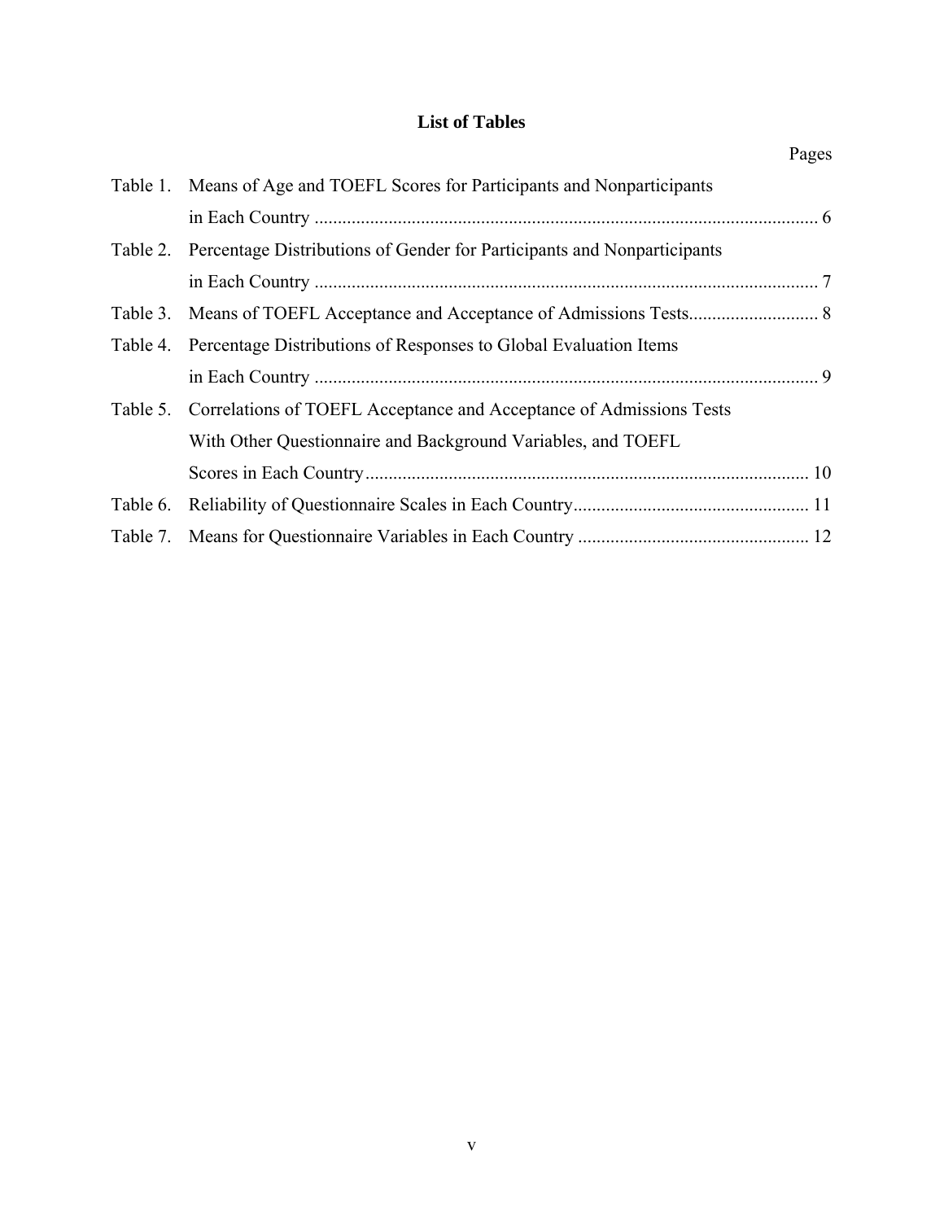## List of Tables

| | | Pages |
|---|---|---|
| Table 1. | Means of Age and TOEFL Scores for Participants and Nonparticipants in Each Country | 6 |
| Table 2. | Percentage Distributions of Gender for Participants and Nonparticipants in Each Country | 7 |
| Table 3. | Means of TOEFL Acceptance and Acceptance of Admissions Tests | 8 |
| Table 4. | Percentage Distributions of Responses to Global Evaluation Items in Each Country | 9 |
| Table 5. | Correlations of TOEFL Acceptance and Acceptance of Admissions Tests With Other Questionnaire and Background Variables, and TOEFL Scores in Each Country | 10 |
| Table 6. | Reliability of Questionnaire Scales in Each Country | 11 |
| Table 7. | Means for Questionnaire Variables in Each Country | 12 |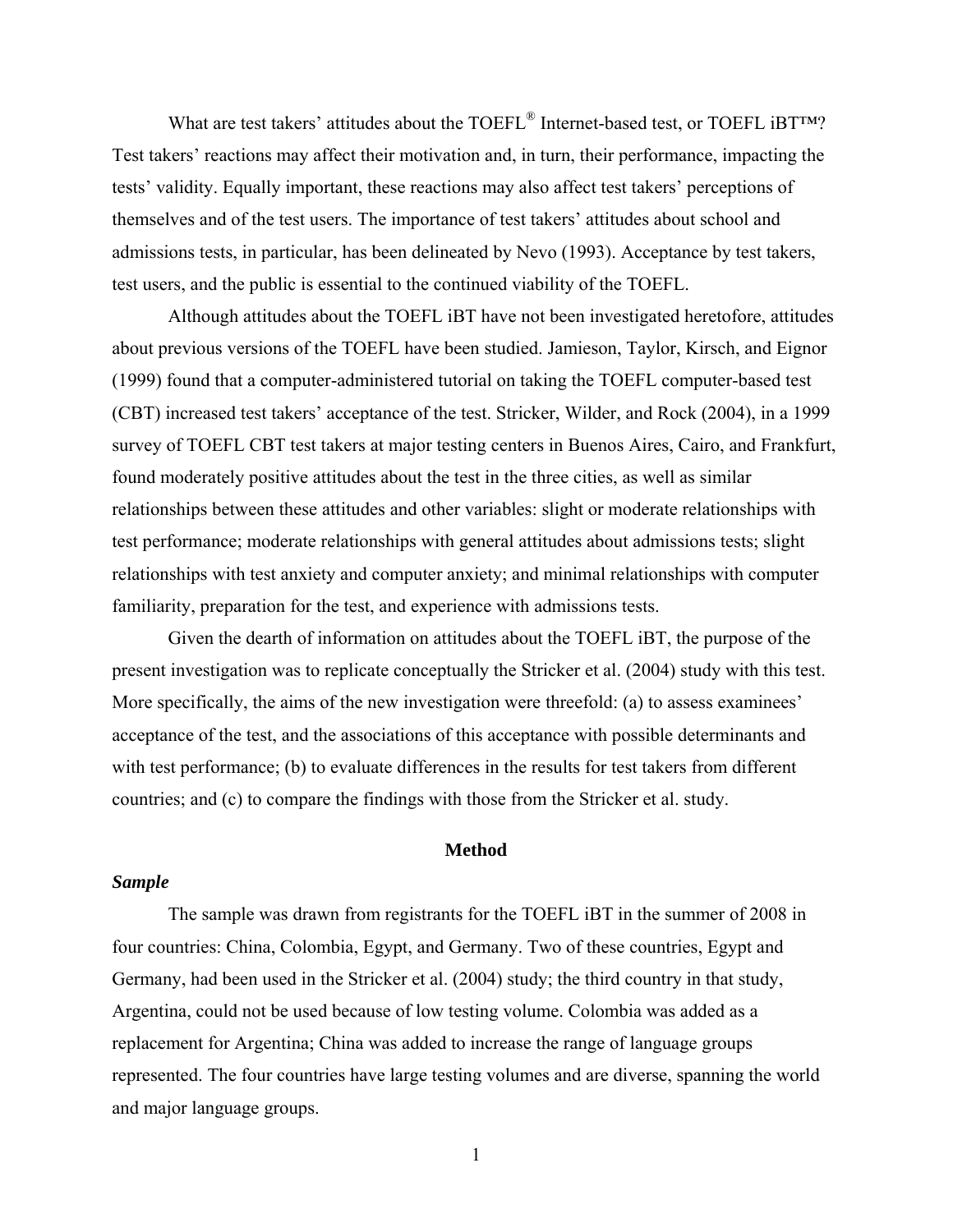What are test takers' attitudes about the TOEFL® Internet-based test, or TOEFL iBT™? Test takers' reactions may affect their motivation and, in turn, their performance, impacting the tests' validity. Equally important, these reactions may also affect test takers' perceptions of themselves and of the test users. The importance of test takers' attitudes about school and admissions tests, in particular, has been delineated by Nevo (1993). Acceptance by test takers, test users, and the public is essential to the continued viability of the TOEFL.

Although attitudes about the TOEFL iBT have not been investigated heretofore, attitudes about previous versions of the TOEFL have been studied. Jamieson, Taylor, Kirsch, and Eignor (1999) found that a computer-administered tutorial on taking the TOEFL computer-based test (CBT) increased test takers' acceptance of the test. Stricker, Wilder, and Rock (2004), in a 1999 survey of TOEFL CBT test takers at major testing centers in Buenos Aires, Cairo, and Frankfurt, found moderately positive attitudes about the test in the three cities, as well as similar relationships between these attitudes and other variables: slight or moderate relationships with test performance; moderate relationships with general attitudes about admissions tests; slight relationships with test anxiety and computer anxiety; and minimal relationships with computer familiarity, preparation for the test, and experience with admissions tests.

Given the dearth of information on attitudes about the TOEFL iBT, the purpose of the present investigation was to replicate conceptually the Stricker et al. (2004) study with this test. More specifically, the aims of the new investigation were threefold: (a) to assess examinees' acceptance of the test, and the associations of this acceptance with possible determinants and with test performance; (b) to evaluate differences in the results for test takers from different countries; and (c) to compare the findings with those from the Stricker et al. study.

## Method

### *Sample*

The sample was drawn from registrants for the TOEFL iBT in the summer of 2008 in four countries: China, Colombia, Egypt, and Germany. Two of these countries, Egypt and Germany, had been used in the Stricker et al. (2004) study; the third country in that study, Argentina, could not be used because of low testing volume. Colombia was added as a replacement for Argentina; China was added to increase the range of language groups represented. The four countries have large testing volumes and are diverse, spanning the world and major language groups.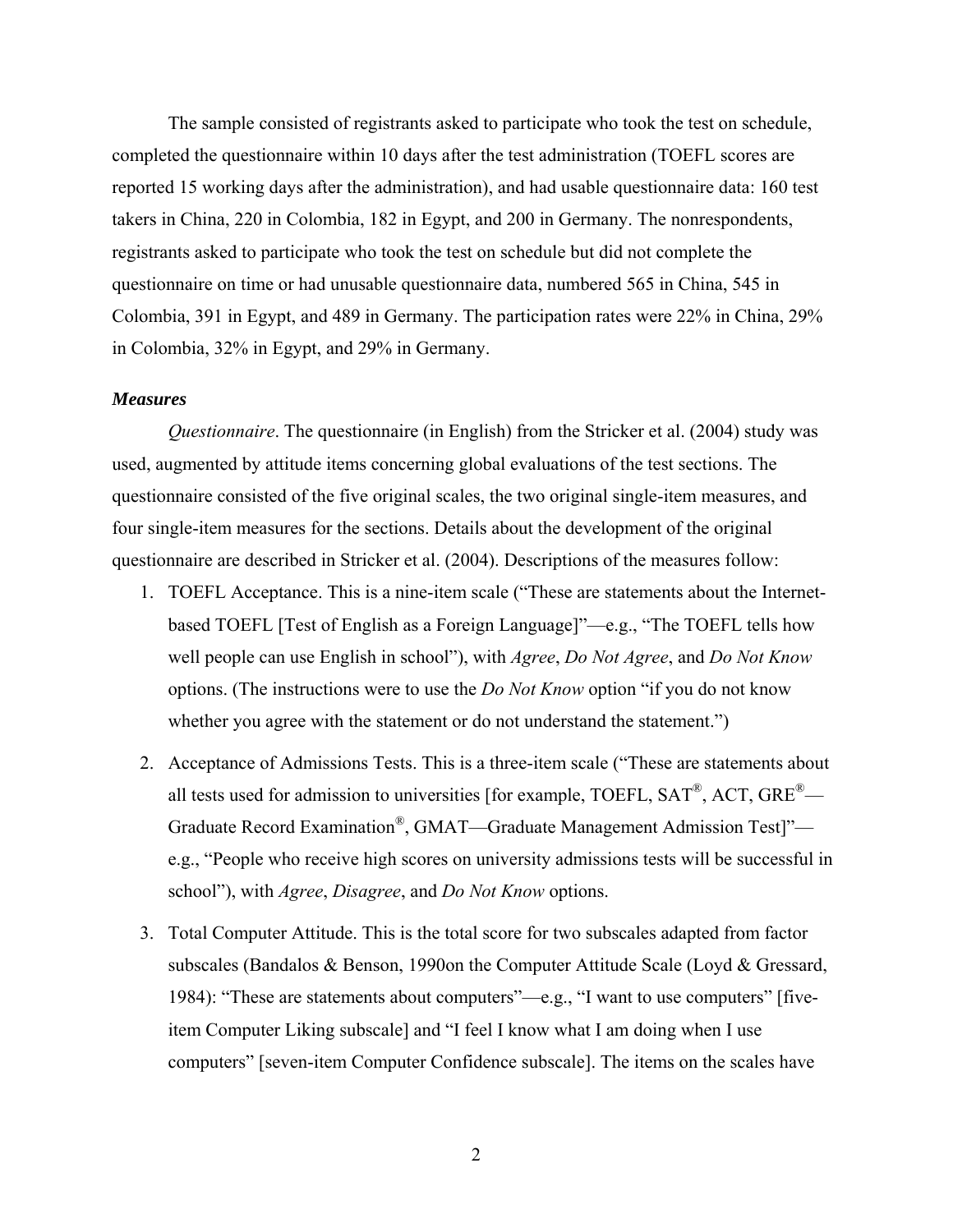The sample consisted of registrants asked to participate who took the test on schedule, completed the questionnaire within 10 days after the test administration (TOEFL scores are reported 15 working days after the administration), and had usable questionnaire data: 160 test takers in China, 220 in Colombia, 182 in Egypt, and 200 in Germany. The nonrespondents, registrants asked to participate who took the test on schedule but did not complete the questionnaire on time or had unusable questionnaire data, numbered 565 in China, 545 in Colombia, 391 in Egypt, and 489 in Germany. The participation rates were 22% in China, 29% in Colombia, 32% in Egypt, and 29% in Germany.

### *Measures*

*Questionnaire*. The questionnaire (in English) from the Stricker et al. (2004) study was used, augmented by attitude items concerning global evaluations of the test sections. The questionnaire consisted of the five original scales, the two original single-item measures, and four single-item measures for the sections. Details about the development of the original questionnaire are described in Stricker et al. (2004). Descriptions of the measures follow:

1. TOEFL Acceptance. This is a nine-item scale ("These are statements about the Internet-based TOEFL [Test of English as a Foreign Language]"—e.g., "The TOEFL tells how well people can use English in school"), with *Agree*, *Do Not Agree*, and *Do Not Know* options. (The instructions were to use the *Do Not Know* option "if you do not know whether you agree with the statement or do not understand the statement.")

2. Acceptance of Admissions Tests. This is a three-item scale ("These are statements about all tests used for admission to universities [for example, TOEFL, SAT®, ACT, GRE®—Graduate Record Examination®, GMAT—Graduate Management Admission Test]"—e.g., "People who receive high scores on university admissions tests will be successful in school"), with *Agree*, *Disagree*, and *Do Not Know* options.

3. Total Computer Attitude. This is the total score for two subscales adapted from factor subscales (Bandalos & Benson, 1990on the Computer Attitude Scale (Loyd & Gressard, 1984): "These are statements about computers"—e.g., "I want to use computers" [five-item Computer Liking subscale] and "I feel I know what I am doing when I use computers" [seven-item Computer Confidence subscale]. The items on the scales have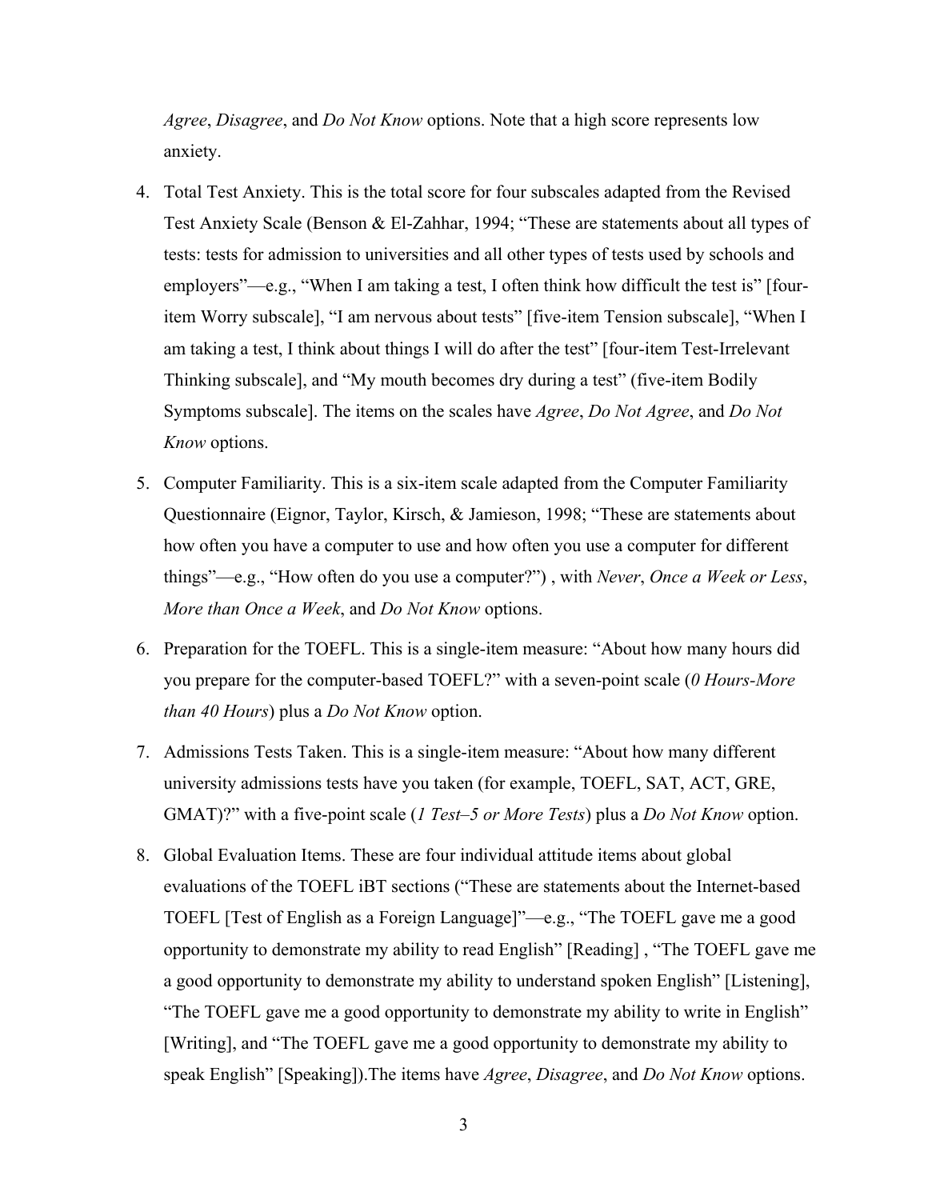*Agree*, *Disagree*, and *Do Not Know* options. Note that a high score represents low anxiety.

4. Total Test Anxiety. This is the total score for four subscales adapted from the Revised Test Anxiety Scale (Benson & El-Zahhar, 1994; "These are statements about all types of tests: tests for admission to universities and all other types of tests used by schools and employers"—e.g., "When I am taking a test, I often think how difficult the test is" [four-item Worry subscale], "I am nervous about tests" [five-item Tension subscale], "When I am taking a test, I think about things I will do after the test" [four-item Test-Irrelevant Thinking subscale], and "My mouth becomes dry during a test" (five-item Bodily Symptoms subscale]. The items on the scales have *Agree*, *Do Not Agree*, and *Do Not Know* options.

5. Computer Familiarity. This is a six-item scale adapted from the Computer Familiarity Questionnaire (Eignor, Taylor, Kirsch, & Jamieson, 1998; "These are statements about how often you have a computer to use and how often you use a computer for different things"—e.g., "How often do you use a computer?") , with *Never*, *Once a Week or Less*, *More than Once a Week*, and *Do Not Know* options.

6. Preparation for the TOEFL. This is a single-item measure: "About how many hours did you prepare for the computer-based TOEFL?" with a seven-point scale (*0 Hours-More than 40 Hours*) plus a *Do Not Know* option.

7. Admissions Tests Taken. This is a single-item measure: "About how many different university admissions tests have you taken (for example, TOEFL, SAT, ACT, GRE, GMAT)?" with a five-point scale (*1 Test–5 or More Tests*) plus a *Do Not Know* option.

8. Global Evaluation Items. These are four individual attitude items about global evaluations of the TOEFL iBT sections ("These are statements about the Internet-based TOEFL [Test of English as a Foreign Language]"—e.g., "The TOEFL gave me a good opportunity to demonstrate my ability to read English" [Reading] , "The TOEFL gave me a good opportunity to demonstrate my ability to understand spoken English" [Listening], "The TOEFL gave me a good opportunity to demonstrate my ability to write in English" [Writing], and "The TOEFL gave me a good opportunity to demonstrate my ability to speak English" [Speaking]).The items have *Agree*, *Disagree*, and *Do Not Know* options.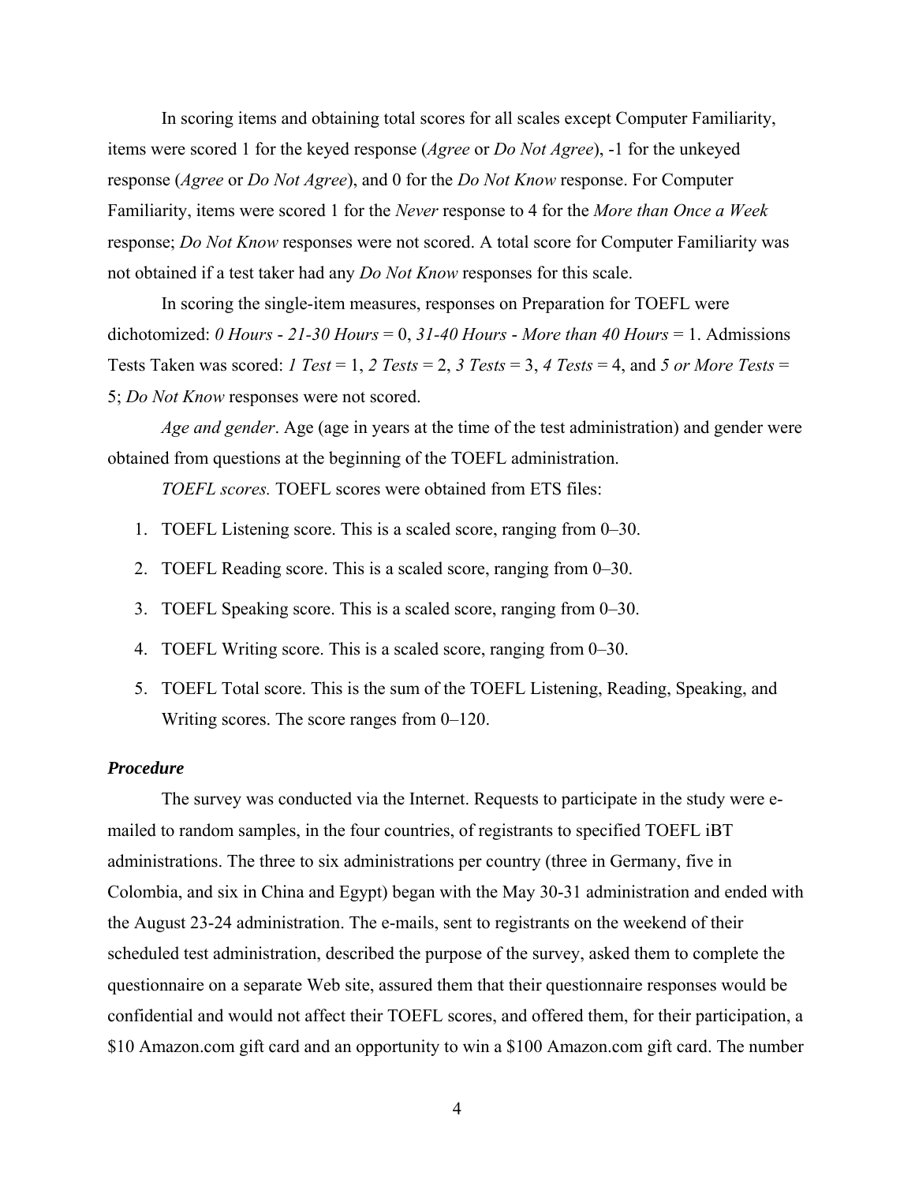In scoring items and obtaining total scores for all scales except Computer Familiarity, items were scored 1 for the keyed response (*Agree* or *Do Not Agree*), -1 for the unkeyed response (*Agree* or *Do Not Agree*), and 0 for the *Do Not Know* response. For Computer Familiarity, items were scored 1 for the *Never* response to 4 for the *More than Once a Week* response; *Do Not Know* responses were not scored. A total score for Computer Familiarity was not obtained if a test taker had any *Do Not Know* responses for this scale.

In scoring the single-item measures, responses on Preparation for TOEFL were dichotomized: *0 Hours* - *21-30 Hours* = 0, *31-40 Hours* - *More than 40 Hours* = 1. Admissions Tests Taken was scored: *1 Test* = 1, *2 Tests* = 2, *3 Tests* = 3, *4 Tests* = 4, and *5 or More Tests* = 5; *Do Not Know* responses were not scored.

*Age and gender*. Age (age in years at the time of the test administration) and gender were obtained from questions at the beginning of the TOEFL administration.

*TOEFL scores.* TOEFL scores were obtained from ETS files:

1. TOEFL Listening score. This is a scaled score, ranging from 0–30.
2. TOEFL Reading score. This is a scaled score, ranging from 0–30.
3. TOEFL Speaking score. This is a scaled score, ranging from 0–30.
4. TOEFL Writing score. This is a scaled score, ranging from 0–30.
5. TOEFL Total score. This is the sum of the TOEFL Listening, Reading, Speaking, and Writing scores. The score ranges from 0–120.

### *Procedure*

The survey was conducted via the Internet. Requests to participate in the study were e-mailed to random samples, in the four countries, of registrants to specified TOEFL iBT administrations. The three to six administrations per country (three in Germany, five in Colombia, and six in China and Egypt) began with the May 30-31 administration and ended with the August 23-24 administration. The e-mails, sent to registrants on the weekend of their scheduled test administration, described the purpose of the survey, asked them to complete the questionnaire on a separate Web site, assured them that their questionnaire responses would be confidential and would not affect their TOEFL scores, and offered them, for their participation, a \$10 Amazon.com gift card and an opportunity to win a \$100 Amazon.com gift card. The number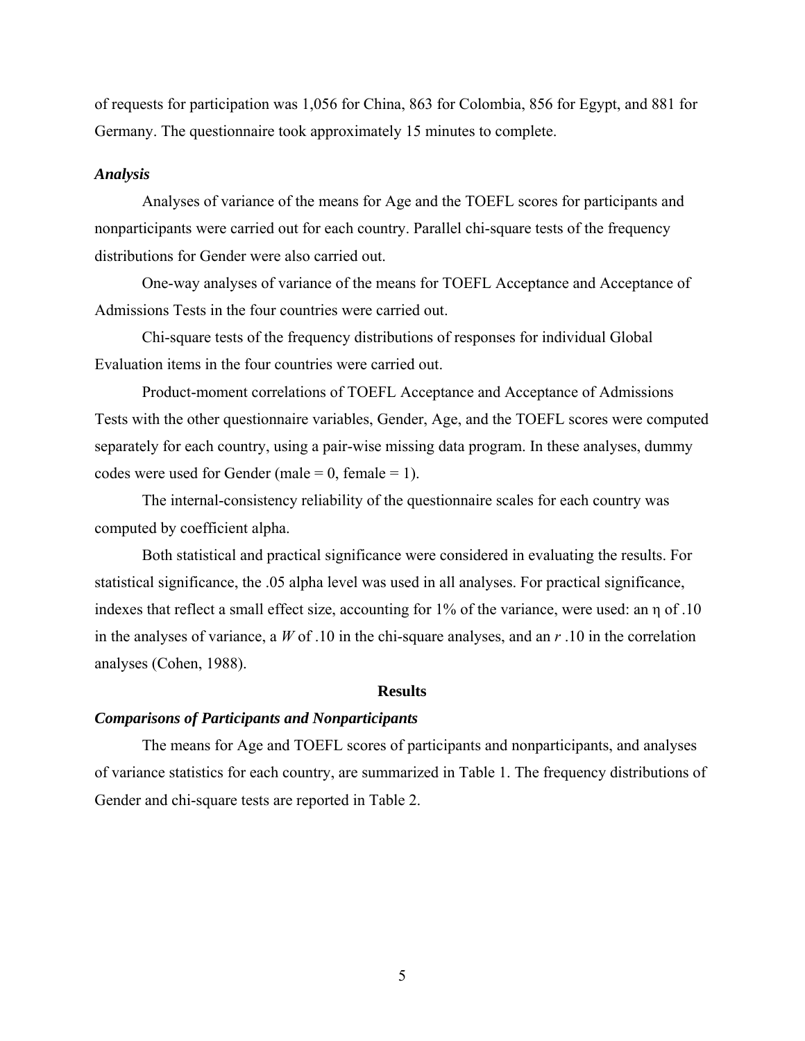of requests for participation was 1,056 for China, 863 for Colombia, 856 for Egypt, and 881 for Germany. The questionnaire took approximately 15 minutes to complete.

### *Analysis*

Analyses of variance of the means for Age and the TOEFL scores for participants and nonparticipants were carried out for each country. Parallel chi-square tests of the frequency distributions for Gender were also carried out.

One-way analyses of variance of the means for TOEFL Acceptance and Acceptance of Admissions Tests in the four countries were carried out.

Chi-square tests of the frequency distributions of responses for individual Global Evaluation items in the four countries were carried out.

Product-moment correlations of TOEFL Acceptance and Acceptance of Admissions Tests with the other questionnaire variables, Gender, Age, and the TOEFL scores were computed separately for each country, using a pair-wise missing data program. In these analyses, dummy codes were used for Gender (male = 0, female = 1).

The internal-consistency reliability of the questionnaire scales for each country was computed by coefficient alpha.

Both statistical and practical significance were considered in evaluating the results. For statistical significance, the .05 alpha level was used in all analyses. For practical significance, indexes that reflect a small effect size, accounting for 1% of the variance, were used: an $\eta$ of .10 in the analyses of variance, a $W$ of .10 in the chi-square analyses, and an $r$ .10 in the correlation analyses (Cohen, 1988).

## Results

### *Comparisons of Participants and Nonparticipants*

The means for Age and TOEFL scores of participants and nonparticipants, and analyses of variance statistics for each country, are summarized in Table 1. The frequency distributions of Gender and chi-square tests are reported in Table 2.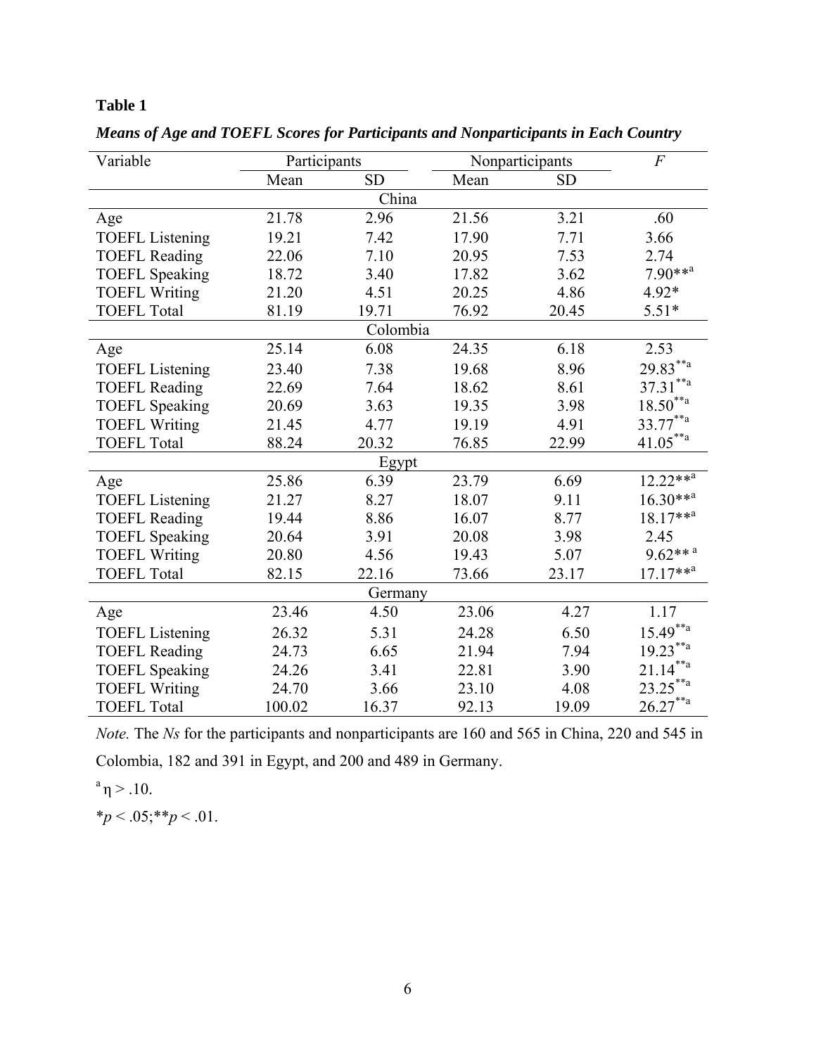**Table 1**

***Means of Age and TOEFL Scores for Participants and Nonparticipants in Each Country***

| Variable | Participants | | Nonparticipants | | *F* |
|---|---|---|---|---|---|
| | Mean | SD | Mean | SD | |
| **China** | | | | | |
| Age | 21.78 | 2.96 | 21.56 | 3.21 | .60 |
| TOEFL Listening | 19.21 | 7.42 | 17.90 | 7.71 | 3.66 |
| TOEFL Reading | 22.06 | 7.10 | 20.95 | 7.53 | 2.74 |
| TOEFL Speaking | 18.72 | 3.40 | 17.82 | 3.62 | 7.90**[a] |
| TOEFL Writing | 21.20 | 4.51 | 20.25 | 4.86 | 4.92* |
| TOEFL Total | 81.19 | 19.71 | 76.92 | 20.45 | 5.51* |
| **Colombia** | | | | | |
| Age | 25.14 | 6.08 | 24.35 | 6.18 | 2.53 |
| TOEFL Listening | 23.40 | 7.38 | 19.68 | 8.96 | 29.83**[a] |
| TOEFL Reading | 22.69 | 7.64 | 18.62 | 8.61 | 37.31**[a] |
| TOEFL Speaking | 20.69 | 3.63 | 19.35 | 3.98 | 18.50**[a] |
| TOEFL Writing | 21.45 | 4.77 | 19.19 | 4.91 | 33.77**[a] |
| TOEFL Total | 88.24 | 20.32 | 76.85 | 22.99 | 41.05**[a] |
| **Egypt** | | | | | |
| Age | 25.86 | 6.39 | 23.79 | 6.69 | 12.22**[a] |
| TOEFL Listening | 21.27 | 8.27 | 18.07 | 9.11 | 16.30**[a] |
| TOEFL Reading | 19.44 | 8.86 | 16.07 | 8.77 | 18.17**[a] |
| TOEFL Speaking | 20.64 | 3.91 | 20.08 | 3.98 | 2.45 |
| TOEFL Writing | 20.80 | 4.56 | 19.43 | 5.07 | 9.62**[a] |
| TOEFL Total | 82.15 | 22.16 | 73.66 | 23.17 | 17.17**[a] |
| **Germany** | | | | | |
| Age | 23.46 | 4.50 | 23.06 | 4.27 | 1.17 |
| TOEFL Listening | 26.32 | 5.31 | 24.28 | 6.50 | 15.49**[a] |
| TOEFL Reading | 24.73 | 6.65 | 21.94 | 7.94 | 19.23**[a] |
| TOEFL Speaking | 24.26 | 3.41 | 22.81 | 3.90 | 21.14**[a] |
| TOEFL Writing | 24.70 | 3.66 | 23.10 | 4.08 | 23.25**[a] |
| TOEFL Total | 100.02 | 16.37 | 92.13 | 19.09 | 26.27**[a] |

*Note.* The *Ns* for the participants and nonparticipants are 160 and 565 in China, 220 and 545 in Colombia, 182 and 391 in Egypt, and 200 and 489 in Germany.

[a] $\eta > .10$.

$*p < .05$; $**p < .01$.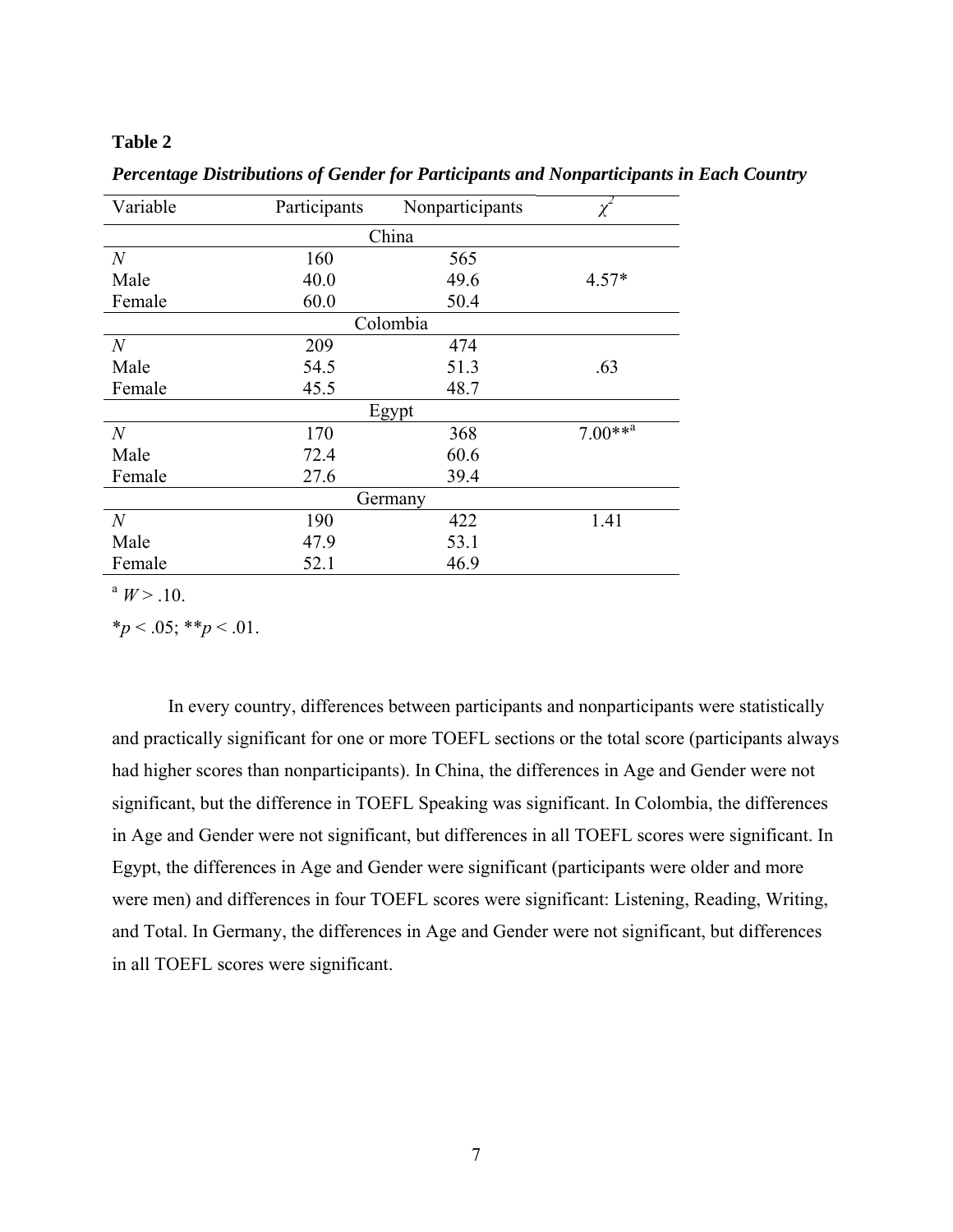**Table 2**

***Percentage Distributions of Gender for Participants and Nonparticipants in Each Country***

| Variable | Participants | Nonparticipants | $\chi^2$ |
|---|---|---|---|
| | China | | |
| *N* | 160 | 565 | |
| Male | 40.0 | 49.6 | 4.57* |
| Female | 60.0 | 50.4 | |
| | Colombia | | |
| *N* | 209 | 474 | |
| Male | 54.5 | 51.3 | .63 |
| Female | 45.5 | 48.7 | |
| | Egypt | | |
| *N* | 170 | 368 | 7.00**[a] |
| Male | 72.4 | 60.6 | |
| Female | 27.6 | 39.4 | |
| | Germany | | |
| *N* | 190 | 422 | 1.41 |
| Male | 47.9 | 53.1 | |
| Female | 52.1 | 46.9 | |

[a] $W > .10$.

*$p < .05$; **$p < .01$.

In every country, differences between participants and nonparticipants were statistically and practically significant for one or more TOEFL sections or the total score (participants always had higher scores than nonparticipants). In China, the differences in Age and Gender were not significant, but the difference in TOEFL Speaking was significant. In Colombia, the differences in Age and Gender were not significant, but differences in all TOEFL scores were significant. In Egypt, the differences in Age and Gender were significant (participants were older and more were men) and differences in four TOEFL scores were significant: Listening, Reading, Writing, and Total. In Germany, the differences in Age and Gender were not significant, but differences in all TOEFL scores were significant.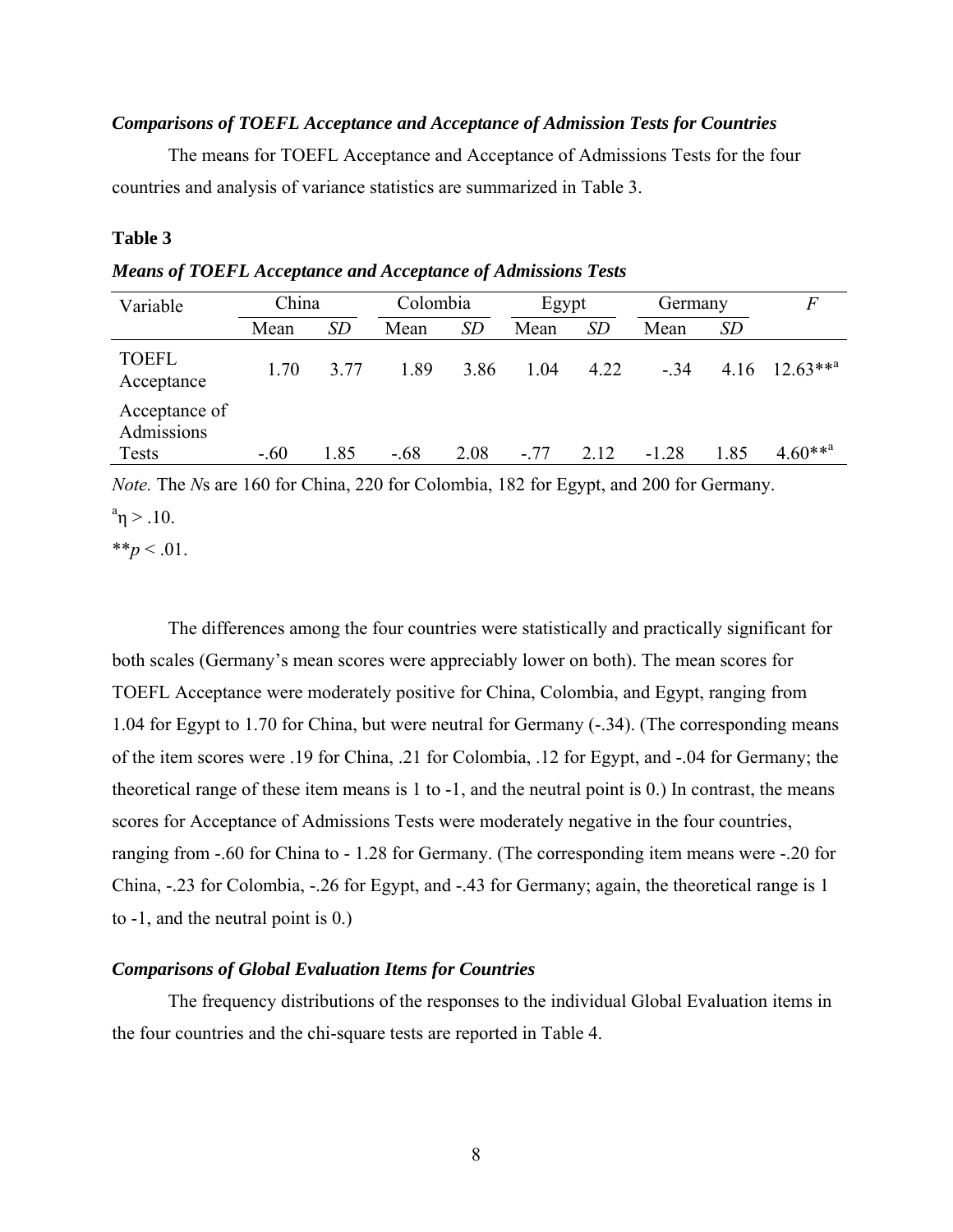### *Comparisons of TOEFL Acceptance and Acceptance of Admission Tests for Countries*

The means for TOEFL Acceptance and Acceptance of Admissions Tests for the four countries and analysis of variance statistics are summarized in Table 3.

**Table 3**

***Means of TOEFL Acceptance and Acceptance of Admissions Tests***

| Variable | China | | Colombia | | Egypt | | Germany | | *F* |
|---|---|---|---|---|---|---|---|---|---|
| | Mean | *SD* | Mean | *SD* | Mean | *SD* | Mean | *SD* | |
| TOEFL Acceptance | 1.70 | 3.77 | 1.89 | 3.86 | 1.04 | 4.22 | -.34 | 4.16 | 12.63**[a] |
| Acceptance of Admissions Tests | -.60 | 1.85 | -.68 | 2.08 | -.77 | 2.12 | -1.28 | 1.85 | 4.60**[a] |

*Note.* The *N*s are 160 for China, 220 for Colombia, 182 for Egypt, and 200 for Germany.

[a]$\eta > .10$.

**$p < .01$.

The differences among the four countries were statistically and practically significant for both scales (Germany's mean scores were appreciably lower on both). The mean scores for TOEFL Acceptance were moderately positive for China, Colombia, and Egypt, ranging from 1.04 for Egypt to 1.70 for China, but were neutral for Germany (-.34). (The corresponding means of the item scores were .19 for China, .21 for Colombia, .12 for Egypt, and -.04 for Germany; the theoretical range of these item means is 1 to -1, and the neutral point is 0.) In contrast, the means scores for Acceptance of Admissions Tests were moderately negative in the four countries, ranging from -.60 for China to - 1.28 for Germany. (The corresponding item means were -.20 for China, -.23 for Colombia, -.26 for Egypt, and -.43 for Germany; again, the theoretical range is 1 to -1, and the neutral point is 0.)

### *Comparisons of Global Evaluation Items for Countries*

The frequency distributions of the responses to the individual Global Evaluation items in the four countries and the chi-square tests are reported in Table 4.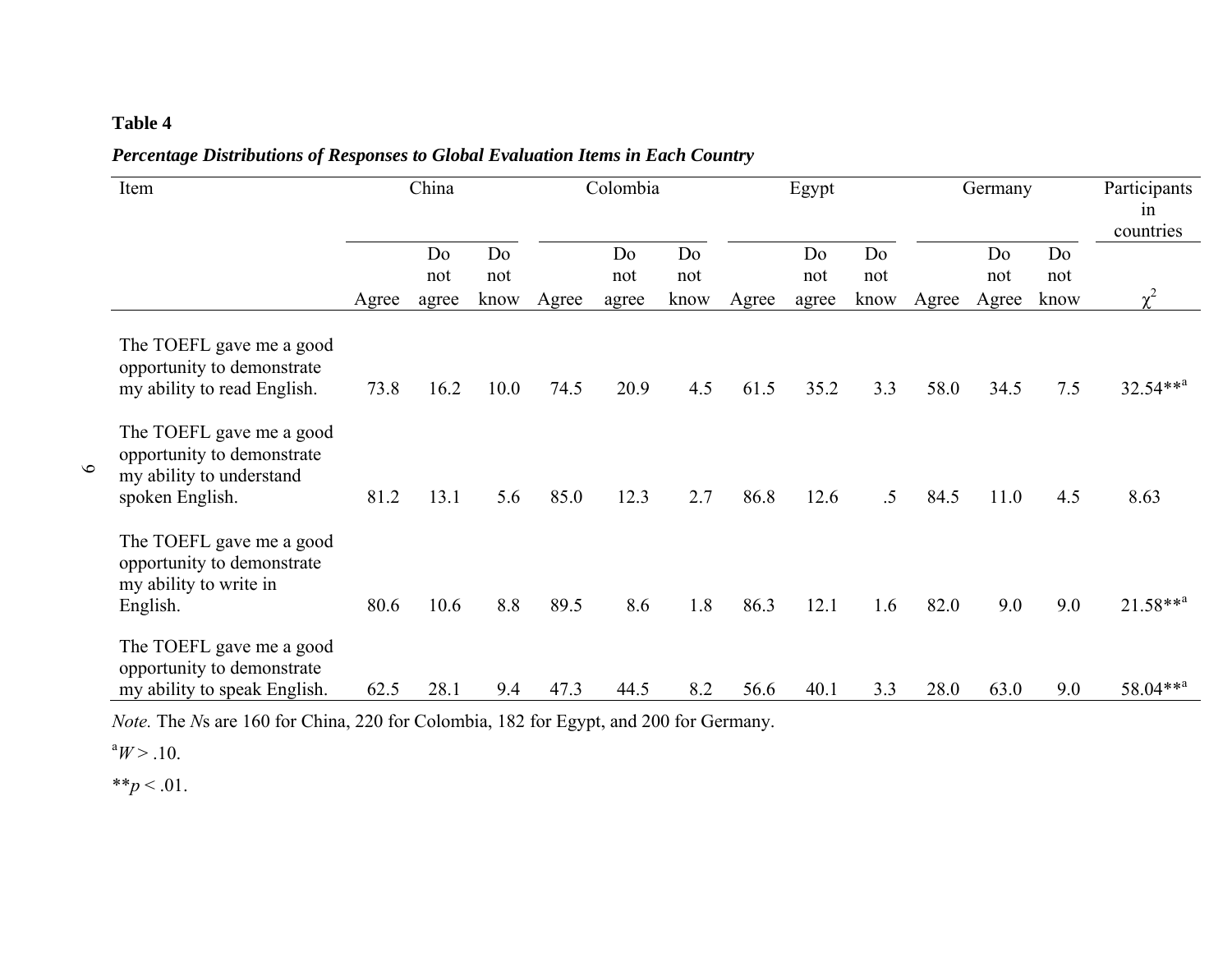**Table 4**

***Percentage Distributions of Responses to Global Evaluation Items in Each Country***

| Item | China | | | Colombia | | | Egypt | | | Germany | | | Participants in countries |
|---|---|---|---|---|---|---|---|---|---|---|---|---|---|
| | Agree | Do not agree | Do not know | Agree | Do not agree | Do not know | Agree | Do not agree | Do not know | Agree | Do not Agree | Do not know | $\chi^2$ |
| The TOEFL gave me a good opportunity to demonstrate my ability to read English. | 73.8 | 16.2 | 10.0 | 74.5 | 20.9 | 4.5 | 61.5 | 35.2 | 3.3 | 58.0 | 34.5 | 7.5 | 32.54**[a] |
| The TOEFL gave me a good opportunity to demonstrate my ability to understand spoken English. | 81.2 | 13.1 | 5.6 | 85.0 | 12.3 | 2.7 | 86.8 | 12.6 | .5 | 84.5 | 11.0 | 4.5 | 8.63 |
| The TOEFL gave me a good opportunity to demonstrate my ability to write in English. | 80.6 | 10.6 | 8.8 | 89.5 | 8.6 | 1.8 | 86.3 | 12.1 | 1.6 | 82.0 | 9.0 | 9.0 | 21.58**[a] |
| The TOEFL gave me a good opportunity to demonstrate my ability to speak English. | 62.5 | 28.1 | 9.4 | 47.3 | 44.5 | 8.2 | 56.6 | 40.1 | 3.3 | 28.0 | 63.0 | 9.0 | 58.04**[a] |

*Note.* The *N*s are 160 for China, 220 for Colombia, 182 for Egypt, and 200 for Germany.

[a] $W > .10$.

** $p < .01$.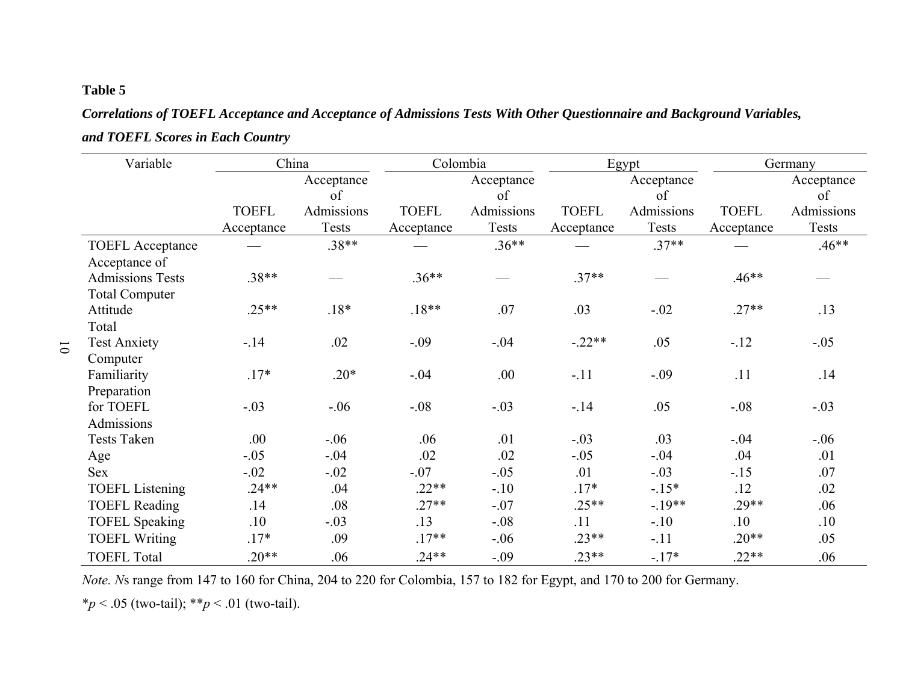**Table 5**

***Correlations of TOEFL Acceptance and Acceptance of Admissions Tests With Other Questionnaire and Background Variables, and TOEFL Scores in Each Country***

| Variable | China | | Colombia | | Egypt | | Germany | |
|---|---|---|---|---|---|---|---|---|
| | TOEFL Acceptance | Acceptance of Admissions Tests | TOEFL Acceptance | Acceptance of Admissions Tests | TOEFL Acceptance | Acceptance of Admissions Tests | TOEFL Acceptance | Acceptance of Admissions Tests |
| TOEFL Acceptance | — | .38** | — | .36** | — | .37** | — | .46** |
| Acceptance of Admissions Tests | .38** | — | .36** | — | .37** | — | .46** | — |
| Total Computer Attitude | .25** | .18* | .18** | .07 | .03 | -.02 | .27** | .13 |
| Total Test Anxiety | -.14 | .02 | -.09 | -.04 | -.22** | .05 | -.12 | -.05 |
| Computer Familiarity | .17* | .20* | -.04 | .00 | -.11 | -.09 | .11 | .14 |
| Preparation for TOEFL | -.03 | -.06 | -.08 | -.03 | -.14 | .05 | -.08 | -.03 |
| Admissions Tests Taken | .00 | -.06 | .06 | .01 | -.03 | .03 | -.04 | -.06 |
| Age | -.05 | -.04 | .02 | .02 | -.05 | -.04 | .04 | .01 |
| Sex | -.02 | -.02 | -.07 | -.05 | .01 | -.03 | -.15 | .07 |
| TOEFL Listening | .24** | .04 | .22** | -.10 | .17* | -.15* | .12 | .02 |
| TOEFL Reading | .14 | .08 | .27** | -.07 | .25** | -.19** | .29** | .06 |
| TOFEL Speaking | .10 | -.03 | .13 | -.08 | .11 | -.10 | .10 | .10 |
| TOEFL Writing | .17* | .09 | .17** | -.06 | .23** | -.11 | .20** | .05 |
| TOEFL Total | .20** | .06 | .24** | -.09 | .23** | -.17* | .22** | .06 |

*Note. N*s range from 147 to 160 for China, 204 to 220 for Colombia, 157 to 182 for Egypt, and 170 to 200 for Germany.

\*$p < .05$ (two-tail); \*\*$p < .01$ (two-tail).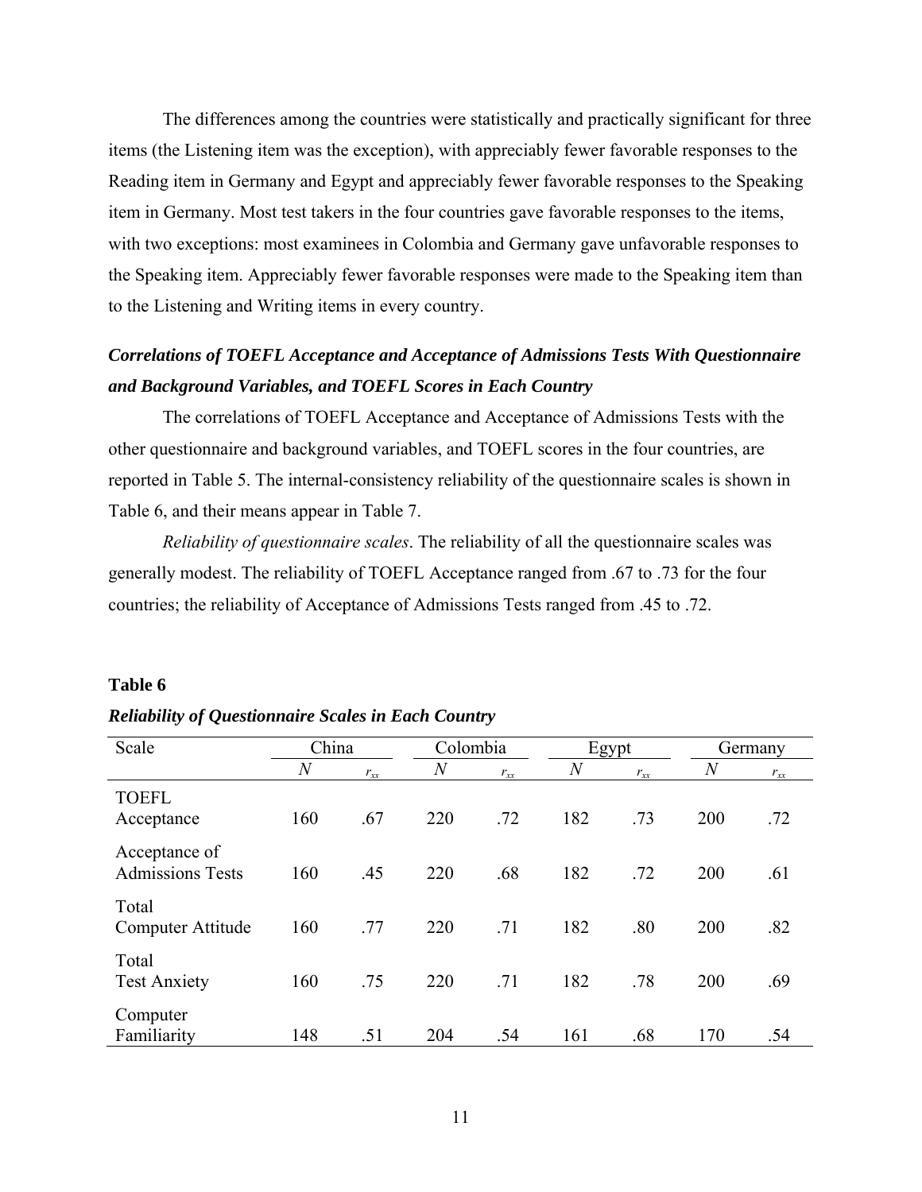The differences among the countries were statistically and practically significant for three items (the Listening item was the exception), with appreciably fewer favorable responses to the Reading item in Germany and Egypt and appreciably fewer favorable responses to the Speaking item in Germany. Most test takers in the four countries gave favorable responses to the items, with two exceptions: most examinees in Colombia and Germany gave unfavorable responses to the Speaking item. Appreciably fewer favorable responses were made to the Speaking item than to the Listening and Writing items in every country.

### *Correlations of TOEFL Acceptance and Acceptance of Admissions Tests With Questionnaire and Background Variables, and TOEFL Scores in Each Country*

The correlations of TOEFL Acceptance and Acceptance of Admissions Tests with the other questionnaire and background variables, and TOEFL scores in the four countries, are reported in Table 5. The internal-consistency reliability of the questionnaire scales is shown in Table 6, and their means appear in Table 7.

*Reliability of questionnaire scales*. The reliability of all the questionnaire scales was generally modest. The reliability of TOEFL Acceptance ranged from .67 to .73 for the four countries; the reliability of Acceptance of Admissions Tests ranged from .45 to .72.

**Table 6**

***Reliability of Questionnaire Scales in Each Country***

| Scale | China | | Colombia | | Egypt | | Germany | |
|---|---|---|---|---|---|---|---|---|
| | *N* | $r_{xx}$ | *N* | $r_{xx}$ | *N* | $r_{xx}$ | *N* | $r_{xx}$ |
| TOEFL Acceptance | 160 | .67 | 220 | .72 | 182 | .73 | 200 | .72 |
| Acceptance of Admissions Tests | 160 | .45 | 220 | .68 | 182 | .72 | 200 | .61 |
| Total Computer Attitude | 160 | .77 | 220 | .71 | 182 | .80 | 200 | .82 |
| Total Test Anxiety | 160 | .75 | 220 | .71 | 182 | .78 | 200 | .69 |
| Computer Familiarity | 148 | .51 | 204 | .54 | 161 | .68 | 170 | .54 |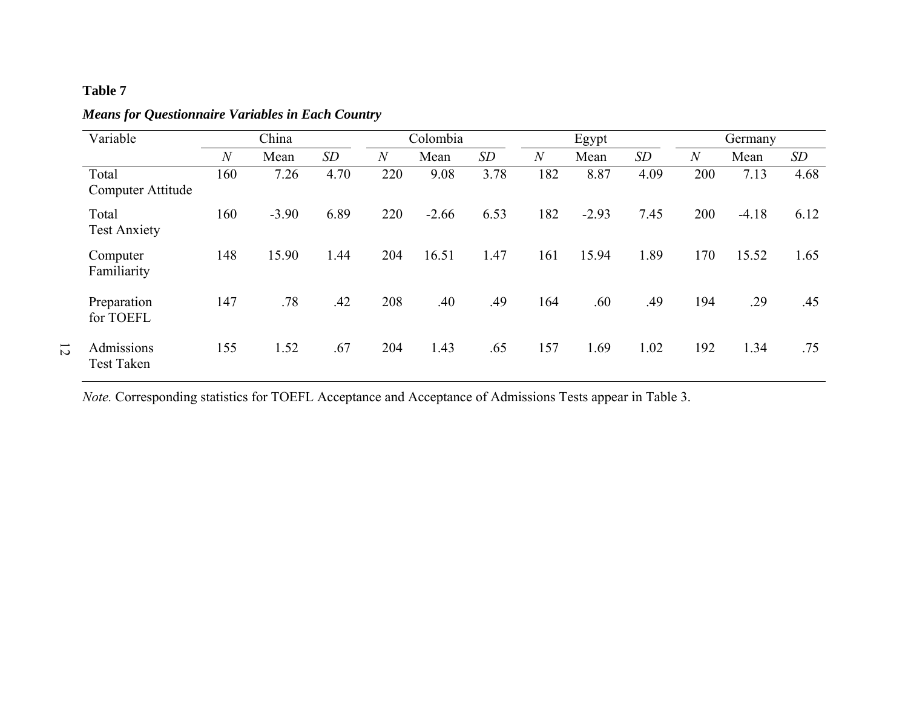**Table 7**

***Means for Questionnaire Variables in Each Country***

| Variable | China | | | Colombia | | | Egypt | | | Germany | | |
|---|---|---|---|---|---|---|---|---|---|---|---|---|
| | *N* | Mean | *SD* | *N* | Mean | *SD* | *N* | Mean | *SD* | *N* | Mean | *SD* |
| Total Computer Attitude | 160 | 7.26 | 4.70 | 220 | 9.08 | 3.78 | 182 | 8.87 | 4.09 | 200 | 7.13 | 4.68 |
| Total Test Anxiety | 160 | -3.90 | 6.89 | 220 | -2.66 | 6.53 | 182 | -2.93 | 7.45 | 200 | -4.18 | 6.12 |
| Computer Familiarity | 148 | 15.90 | 1.44 | 204 | 16.51 | 1.47 | 161 | 15.94 | 1.89 | 170 | 15.52 | 1.65 |
| Preparation for TOEFL | 147 | .78 | .42 | 208 | .40 | .49 | 164 | .60 | .49 | 194 | .29 | .45 |
| Admissions Test Taken | 155 | 1.52 | .67 | 204 | 1.43 | .65 | 157 | 1.69 | 1.02 | 192 | 1.34 | .75 |

*Note.* Corresponding statistics for TOEFL Acceptance and Acceptance of Admissions Tests appear in Table 3.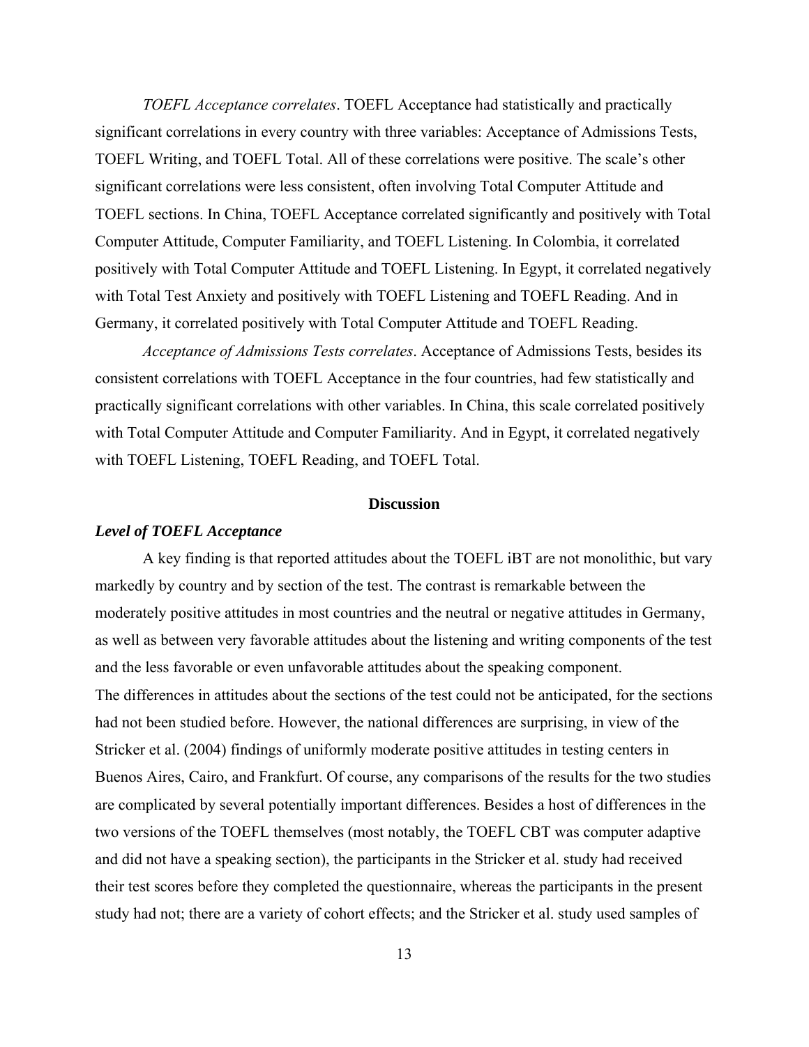*TOEFL Acceptance correlates*. TOEFL Acceptance had statistically and practically significant correlations in every country with three variables: Acceptance of Admissions Tests, TOEFL Writing, and TOEFL Total. All of these correlations were positive. The scale's other significant correlations were less consistent, often involving Total Computer Attitude and TOEFL sections. In China, TOEFL Acceptance correlated significantly and positively with Total Computer Attitude, Computer Familiarity, and TOEFL Listening. In Colombia, it correlated positively with Total Computer Attitude and TOEFL Listening. In Egypt, it correlated negatively with Total Test Anxiety and positively with TOEFL Listening and TOEFL Reading. And in Germany, it correlated positively with Total Computer Attitude and TOEFL Reading.

*Acceptance of Admissions Tests correlates*. Acceptance of Admissions Tests, besides its consistent correlations with TOEFL Acceptance in the four countries, had few statistically and practically significant correlations with other variables. In China, this scale correlated positively with Total Computer Attitude and Computer Familiarity. And in Egypt, it correlated negatively with TOEFL Listening, TOEFL Reading, and TOEFL Total.

## Discussion

### *Level of TOEFL Acceptance*

A key finding is that reported attitudes about the TOEFL iBT are not monolithic, but vary markedly by country and by section of the test. The contrast is remarkable between the moderately positive attitudes in most countries and the neutral or negative attitudes in Germany, as well as between very favorable attitudes about the listening and writing components of the test and the less favorable or even unfavorable attitudes about the speaking component.

The differences in attitudes about the sections of the test could not be anticipated, for the sections had not been studied before. However, the national differences are surprising, in view of the Stricker et al. (2004) findings of uniformly moderate positive attitudes in testing centers in Buenos Aires, Cairo, and Frankfurt. Of course, any comparisons of the results for the two studies are complicated by several potentially important differences. Besides a host of differences in the two versions of the TOEFL themselves (most notably, the TOEFL CBT was computer adaptive and did not have a speaking section), the participants in the Stricker et al. study had received their test scores before they completed the questionnaire, whereas the participants in the present study had not; there are a variety of cohort effects; and the Stricker et al. study used samples of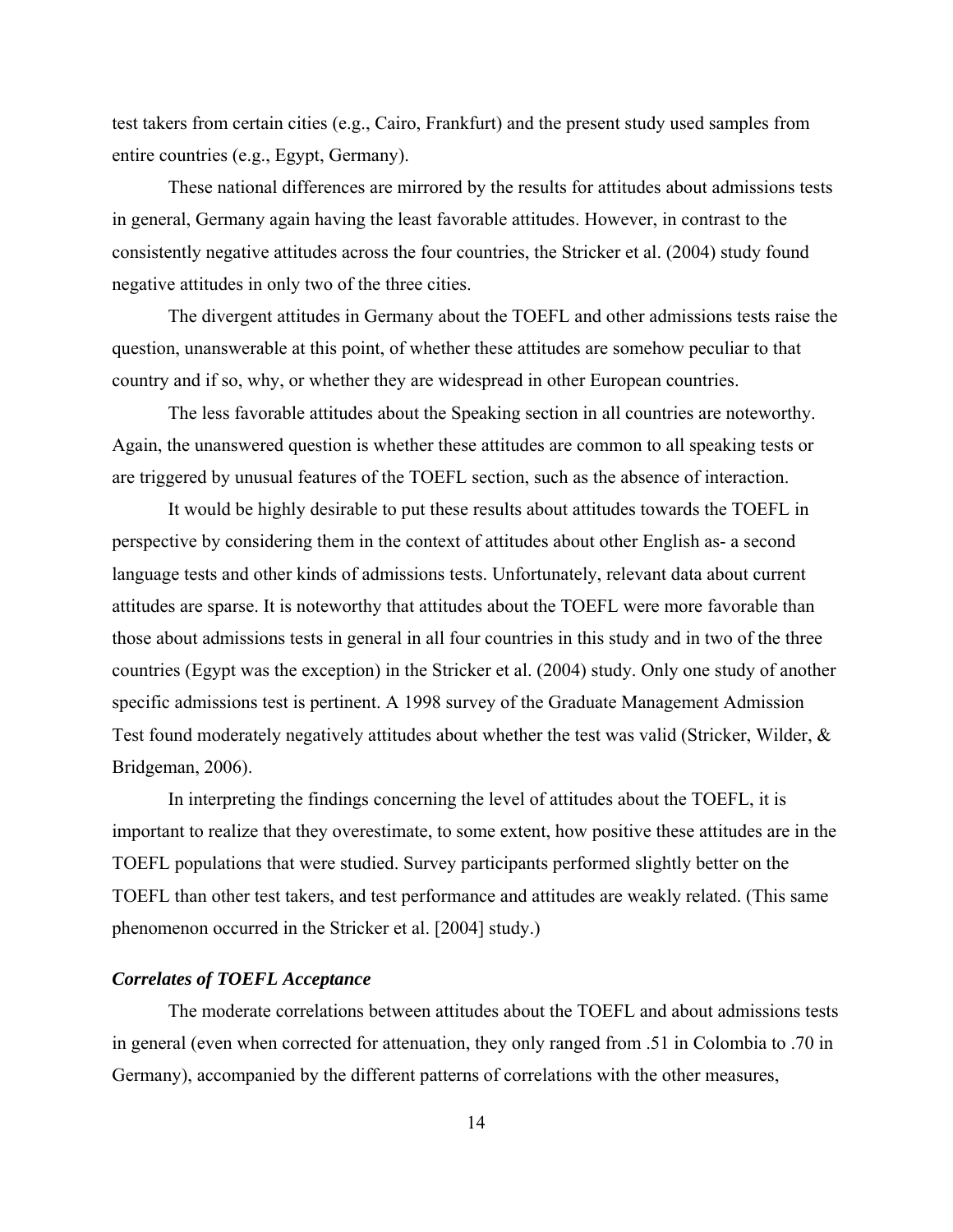test takers from certain cities (e.g., Cairo, Frankfurt) and the present study used samples from entire countries (e.g., Egypt, Germany).

These national differences are mirrored by the results for attitudes about admissions tests in general, Germany again having the least favorable attitudes. However, in contrast to the consistently negative attitudes across the four countries, the Stricker et al. (2004) study found negative attitudes in only two of the three cities.

The divergent attitudes in Germany about the TOEFL and other admissions tests raise the question, unanswerable at this point, of whether these attitudes are somehow peculiar to that country and if so, why, or whether they are widespread in other European countries.

The less favorable attitudes about the Speaking section in all countries are noteworthy. Again, the unanswered question is whether these attitudes are common to all speaking tests or are triggered by unusual features of the TOEFL section, such as the absence of interaction.

It would be highly desirable to put these results about attitudes towards the TOEFL in perspective by considering them in the context of attitudes about other English as- a second language tests and other kinds of admissions tests. Unfortunately, relevant data about current attitudes are sparse. It is noteworthy that attitudes about the TOEFL were more favorable than those about admissions tests in general in all four countries in this study and in two of the three countries (Egypt was the exception) in the Stricker et al. (2004) study. Only one study of another specific admissions test is pertinent. A 1998 survey of the Graduate Management Admission Test found moderately negatively attitudes about whether the test was valid (Stricker, Wilder, & Bridgeman, 2006).

In interpreting the findings concerning the level of attitudes about the TOEFL, it is important to realize that they overestimate, to some extent, how positive these attitudes are in the TOEFL populations that were studied. Survey participants performed slightly better on the TOEFL than other test takers, and test performance and attitudes are weakly related. (This same phenomenon occurred in the Stricker et al. [2004] study.)

### *Correlates of TOEFL Acceptance*

The moderate correlations between attitudes about the TOEFL and about admissions tests in general (even when corrected for attenuation, they only ranged from .51 in Colombia to .70 in Germany), accompanied by the different patterns of correlations with the other measures,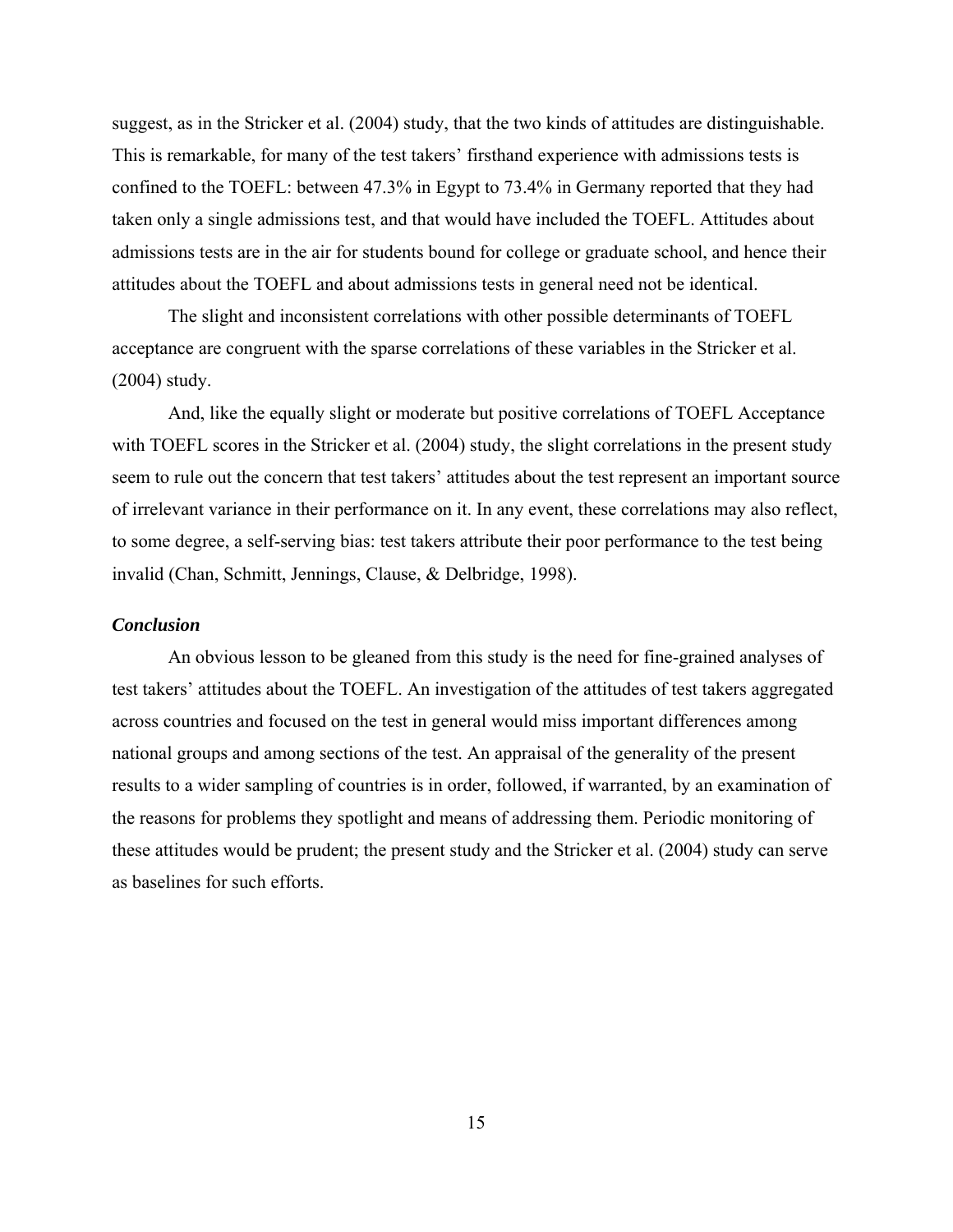suggest, as in the Stricker et al. (2004) study, that the two kinds of attitudes are distinguishable. This is remarkable, for many of the test takers' firsthand experience with admissions tests is confined to the TOEFL: between 47.3% in Egypt to 73.4% in Germany reported that they had taken only a single admissions test, and that would have included the TOEFL. Attitudes about admissions tests are in the air for students bound for college or graduate school, and hence their attitudes about the TOEFL and about admissions tests in general need not be identical.

The slight and inconsistent correlations with other possible determinants of TOEFL acceptance are congruent with the sparse correlations of these variables in the Stricker et al. (2004) study.

And, like the equally slight or moderate but positive correlations of TOEFL Acceptance with TOEFL scores in the Stricker et al. (2004) study, the slight correlations in the present study seem to rule out the concern that test takers' attitudes about the test represent an important source of irrelevant variance in their performance on it. In any event, these correlations may also reflect, to some degree, a self-serving bias: test takers attribute their poor performance to the test being invalid (Chan, Schmitt, Jennings, Clause, & Delbridge, 1998).

### *Conclusion*

An obvious lesson to be gleaned from this study is the need for fine-grained analyses of test takers' attitudes about the TOEFL. An investigation of the attitudes of test takers aggregated across countries and focused on the test in general would miss important differences among national groups and among sections of the test. An appraisal of the generality of the present results to a wider sampling of countries is in order, followed, if warranted, by an examination of the reasons for problems they spotlight and means of addressing them. Periodic monitoring of these attitudes would be prudent; the present study and the Stricker et al. (2004) study can serve as baselines for such efforts.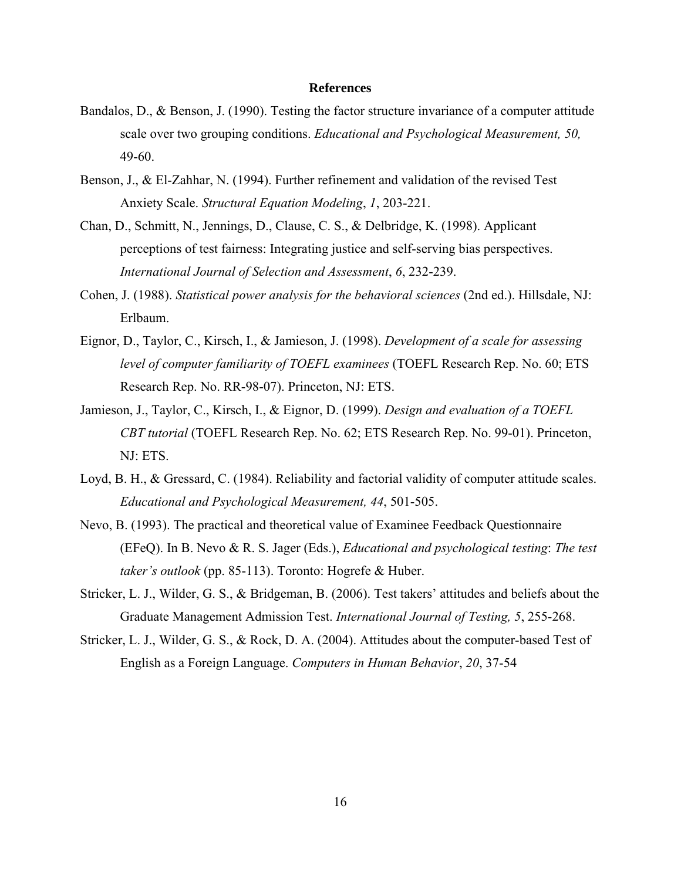# References

Bandalos, D., & Benson, J. (1990). Testing the factor structure invariance of a computer attitude scale over two grouping conditions. *Educational and Psychological Measurement, 50,* 49-60.

Benson, J., & El-Zahhar, N. (1994). Further refinement and validation of the revised Test Anxiety Scale. *Structural Equation Modeling*, *1*, 203-221.

Chan, D., Schmitt, N., Jennings, D., Clause, C. S., & Delbridge, K. (1998). Applicant perceptions of test fairness: Integrating justice and self-serving bias perspectives. *International Journal of Selection and Assessment*, *6*, 232-239.

Cohen, J. (1988). *Statistical power analysis for the behavioral sciences* (2nd ed.). Hillsdale, NJ: Erlbaum.

Eignor, D., Taylor, C., Kirsch, I., & Jamieson, J. (1998). *Development of a scale for assessing level of computer familiarity of TOEFL examinees* (TOEFL Research Rep. No. 60; ETS Research Rep. No. RR-98-07). Princeton, NJ: ETS.

Jamieson, J., Taylor, C., Kirsch, I., & Eignor, D. (1999). *Design and evaluation of a TOEFL CBT tutorial* (TOEFL Research Rep. No. 62; ETS Research Rep. No. 99-01). Princeton, NJ: ETS.

Loyd, B. H., & Gressard, C. (1984). Reliability and factorial validity of computer attitude scales. *Educational and Psychological Measurement, 44*, 501-505.

Nevo, B. (1993). The practical and theoretical value of Examinee Feedback Questionnaire (EFeQ). In B. Nevo & R. S. Jager (Eds.), *Educational and psychological testing*: *The test taker's outlook* (pp. 85-113). Toronto: Hogrefe & Huber.

Stricker, L. J., Wilder, G. S., & Bridgeman, B. (2006). Test takers' attitudes and beliefs about the Graduate Management Admission Test. *International Journal of Testing, 5*, 255-268.

Stricker, L. J., Wilder, G. S., & Rock, D. A. (2004). Attitudes about the computer-based Test of English as a Foreign Language. *Computers in Human Behavior*, *20*, 37-54